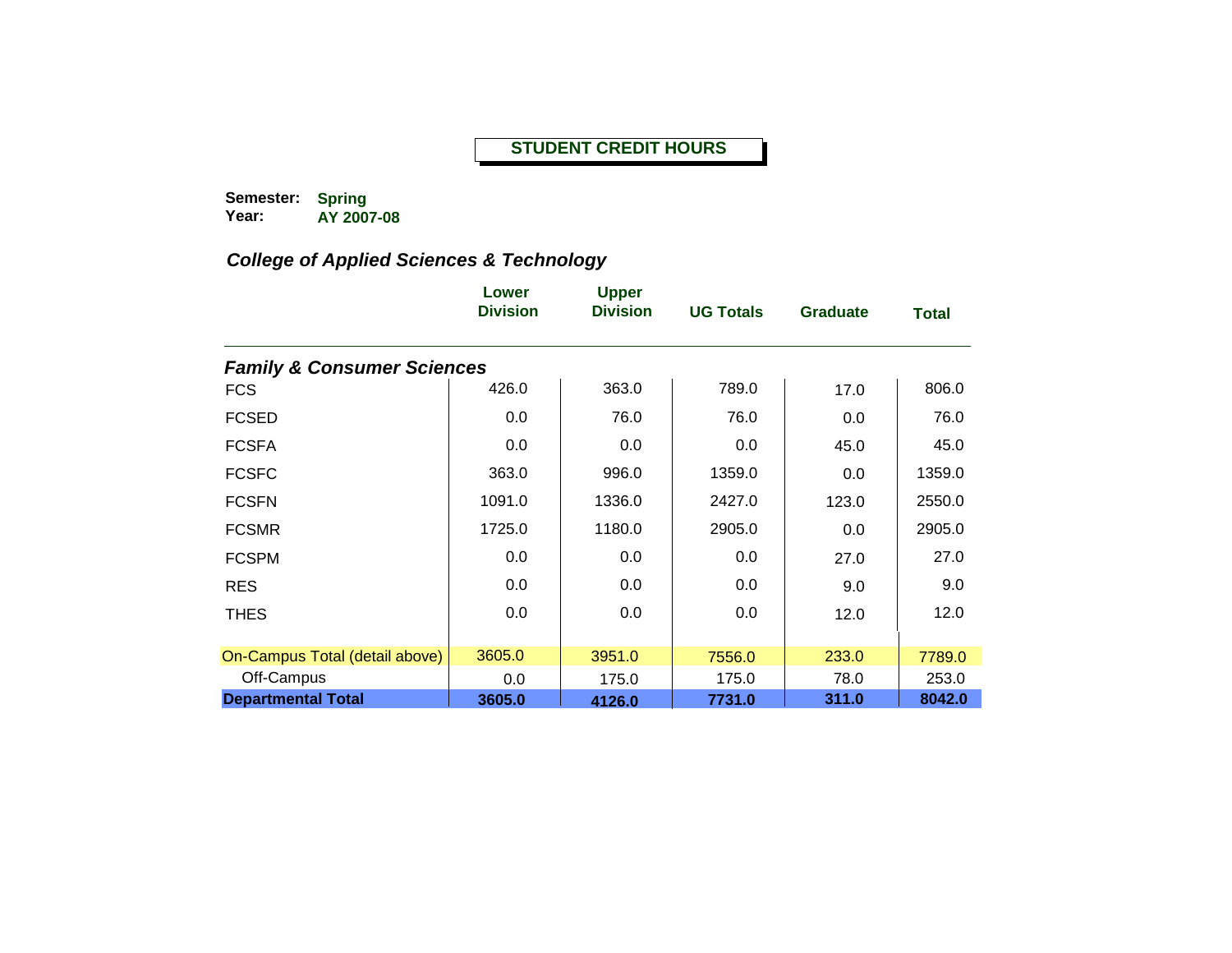**STUDENT CREDIT HOURS**

**Semester:** Spring
**Year:** AY 2007-08

### *College of Applied Sciences & Technology*

| | Lower Division | Upper Division | UG Totals | Graduate | Total |
|---|---|---|---|---|---|
| ***Family & Consumer Sciences*** | | | | | |
| FCS | 426.0 | 363.0 | 789.0 | 17.0 | 806.0 |
| FCSED | 0.0 | 76.0 | 76.0 | 0.0 | 76.0 |
| FCSFA | 0.0 | 0.0 | 0.0 | 45.0 | 45.0 |
| FCSFC | 363.0 | 996.0 | 1359.0 | 0.0 | 1359.0 |
| FCSFN | 1091.0 | 1336.0 | 2427.0 | 123.0 | 2550.0 |
| FCSMR | 1725.0 | 1180.0 | 2905.0 | 0.0 | 2905.0 |
| FCSPM | 0.0 | 0.0 | 0.0 | 27.0 | 27.0 |
| RES | 0.0 | 0.0 | 0.0 | 9.0 | 9.0 |
| THES | 0.0 | 0.0 | 0.0 | 12.0 | 12.0 |
| On-Campus Total (detail above) | 3605.0 | 3951.0 | 7556.0 | 233.0 | 7789.0 |
| Off-Campus | 0.0 | 175.0 | 175.0 | 78.0 | 253.0 |
| **Departmental Total** | **3605.0** | **4126.0** | **7731.0** | **311.0** | **8042.0** |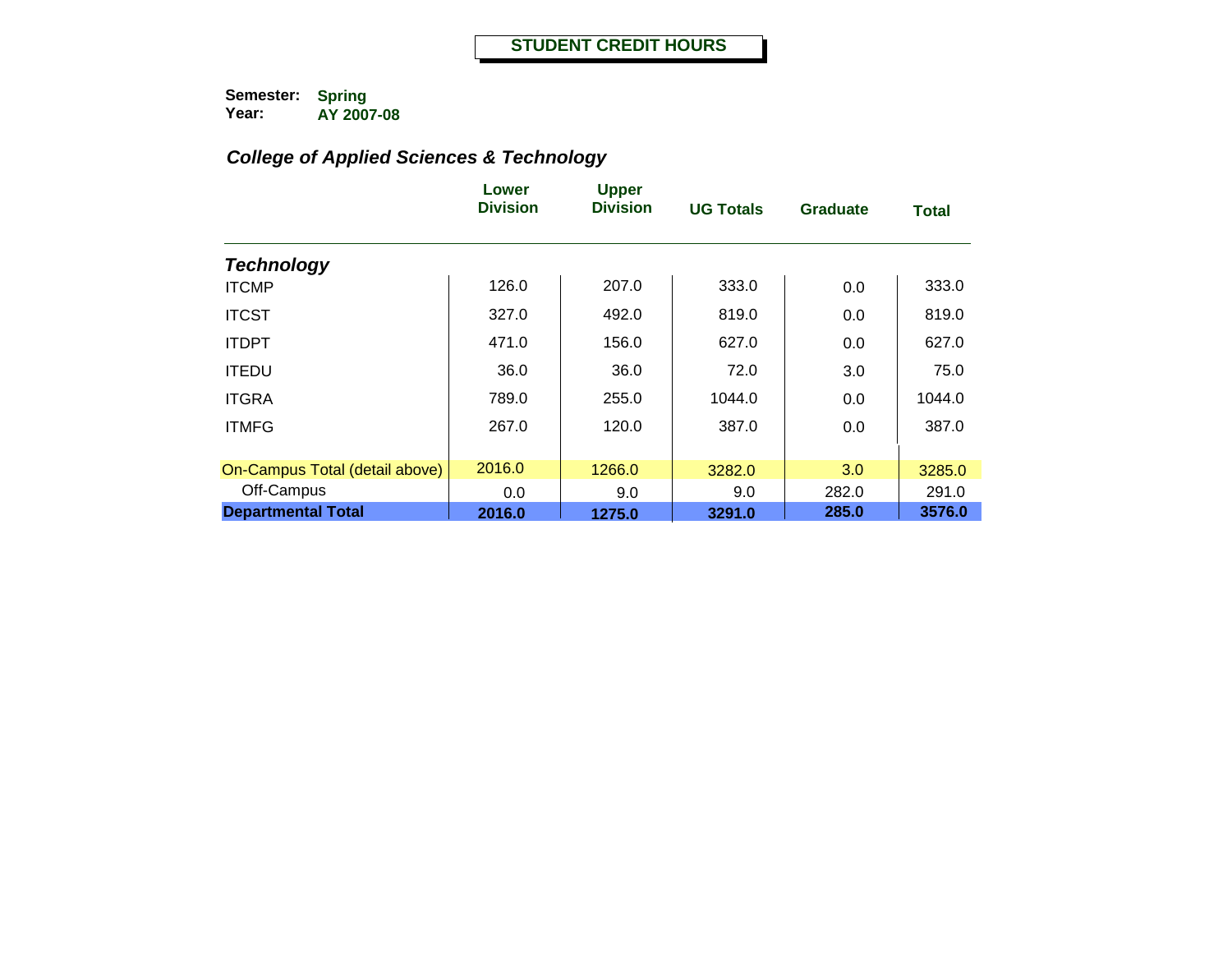# STUDENT CREDIT HOURS

**Semester:** **Spring**
**Year:** **AY 2007-08**

## *College of Applied Sciences & Technology*

| | Lower Division | Upper Division | UG Totals | Graduate | Total |
|---|---|---|---|---|---|
| ***Technology*** | | | | | |
| ITCMP | 126.0 | 207.0 | 333.0 | 0.0 | 333.0 |
| ITCST | 327.0 | 492.0 | 819.0 | 0.0 | 819.0 |
| ITDPT | 471.0 | 156.0 | 627.0 | 0.0 | 627.0 |
| ITEDU | 36.0 | 36.0 | 72.0 | 3.0 | 75.0 |
| ITGRA | 789.0 | 255.0 | 1044.0 | 0.0 | 1044.0 |
| ITMFG | 267.0 | 120.0 | 387.0 | 0.0 | 387.0 |
| On-Campus Total (detail above) | 2016.0 | 1266.0 | 3282.0 | 3.0 | 3285.0 |
| Off-Campus | 0.0 | 9.0 | 9.0 | 282.0 | 291.0 |
| **Departmental Total** | **2016.0** | **1275.0** | **3291.0** | **285.0** | **3576.0** |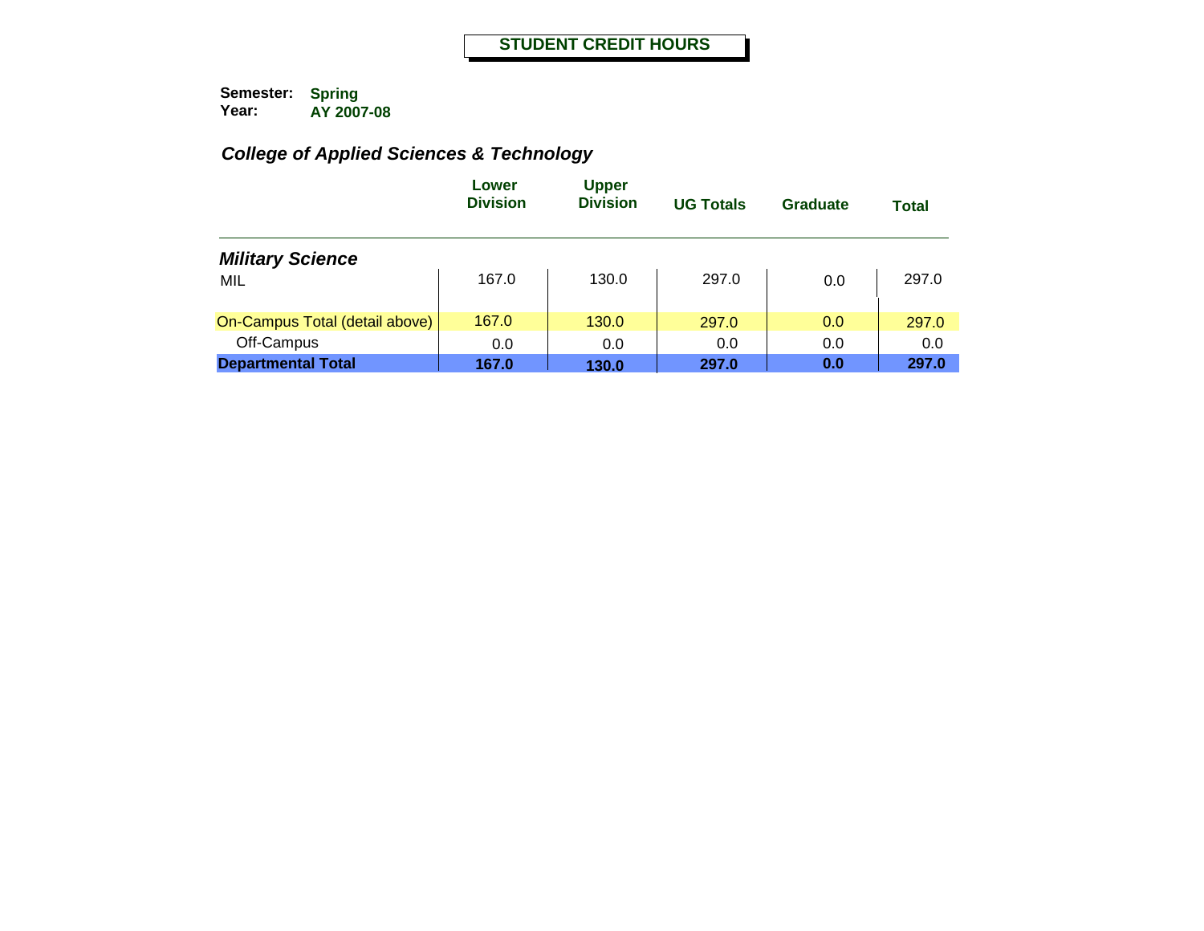# STUDENT CREDIT HOURS

**Semester:** **Spring**
**Year:** **AY 2007-08**

## *College of Applied Sciences & Technology*

| | Lower Division | Upper Division | UG Totals | Graduate | Total |
|---|---|---|---|---|---|
| ***Military Science*** | | | | | |
| MIL | 167.0 | 130.0 | 297.0 | 0.0 | 297.0 |
| On-Campus Total (detail above) | 167.0 | 130.0 | 297.0 | 0.0 | 297.0 |
| Off-Campus | 0.0 | 0.0 | 0.0 | 0.0 | 0.0 |
| **Departmental Total** | **167.0** | **130.0** | **297.0** | **0.0** | **297.0** |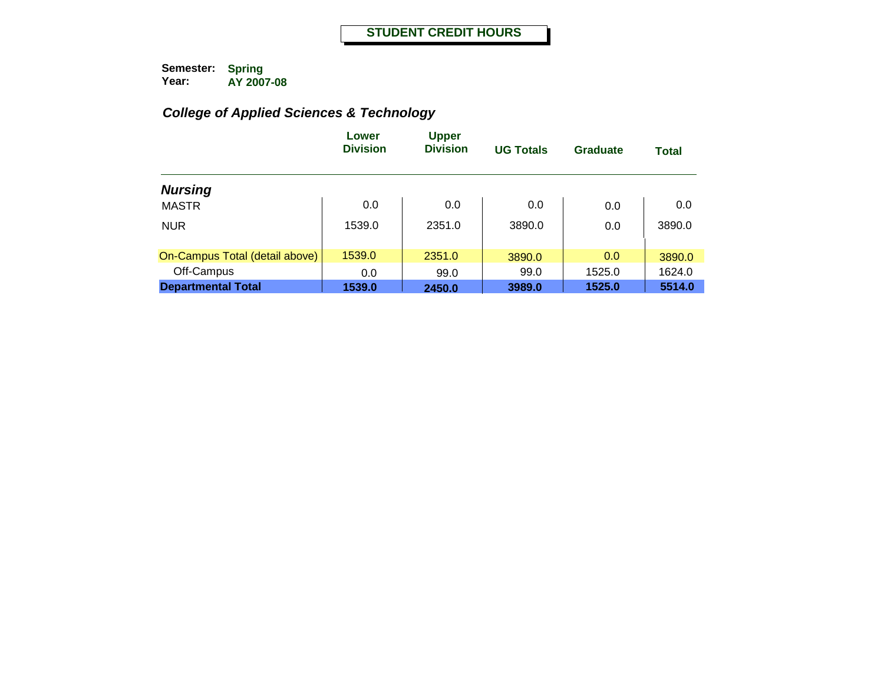# STUDENT CREDIT HOURS

**Semester:** Spring
**Year:** AY 2007-08

### *College of Applied Sciences & Technology*

| | Lower Division | Upper Division | UG Totals | Graduate | Total |
|---|---|---|---|---|---|
| ***Nursing*** | | | | | |
| MASTR | 0.0 | 0.0 | 0.0 | 0.0 | 0.0 |
| NUR | 1539.0 | 2351.0 | 3890.0 | 0.0 | 3890.0 |
| On-Campus Total (detail above) | 1539.0 | 2351.0 | 3890.0 | 0.0 | 3890.0 |
| Off-Campus | 0.0 | 99.0 | 99.0 | 1525.0 | 1624.0 |
| **Departmental Total** | **1539.0** | **2450.0** | **3989.0** | **1525.0** | **5514.0** |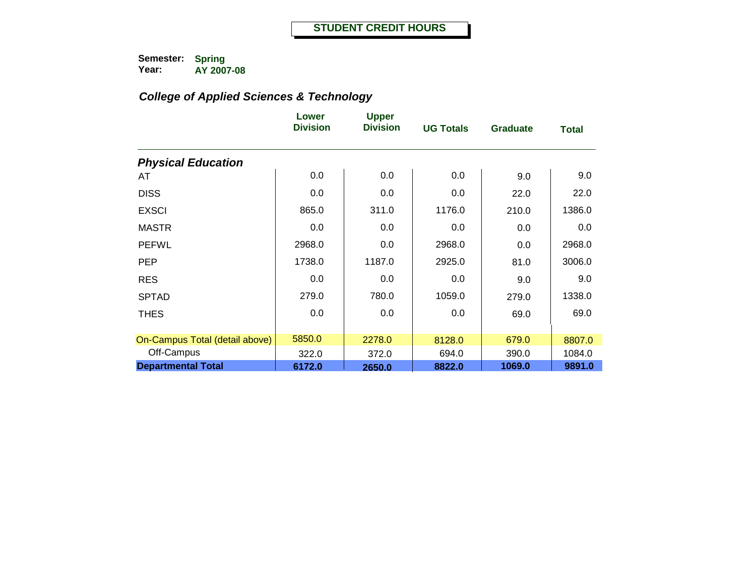# STUDENT CREDIT HOURS

**Semester:** Spring
**Year:** AY 2007-08

## *College of Applied Sciences & Technology*

| | Lower Division | Upper Division | UG Totals | Graduate | Total |
|---|---|---|---|---|---|
| ***Physical Education*** | | | | | |
| AT | 0.0 | 0.0 | 0.0 | 9.0 | 9.0 |
| DISS | 0.0 | 0.0 | 0.0 | 22.0 | 22.0 |
| EXSCI | 865.0 | 311.0 | 1176.0 | 210.0 | 1386.0 |
| MASTR | 0.0 | 0.0 | 0.0 | 0.0 | 0.0 |
| PEFWL | 2968.0 | 0.0 | 2968.0 | 0.0 | 2968.0 |
| PEP | 1738.0 | 1187.0 | 2925.0 | 81.0 | 3006.0 |
| RES | 0.0 | 0.0 | 0.0 | 9.0 | 9.0 |
| SPTAD | 279.0 | 780.0 | 1059.0 | 279.0 | 1338.0 |
| THES | 0.0 | 0.0 | 0.0 | 69.0 | 69.0 |
| On-Campus Total (detail above) | 5850.0 | 2278.0 | 8128.0 | 679.0 | 8807.0 |
| Off-Campus | 322.0 | 372.0 | 694.0 | 390.0 | 1084.0 |
| **Departmental Total** | **6172.0** | **2650.0** | **8822.0** | **1069.0** | **9891.0** |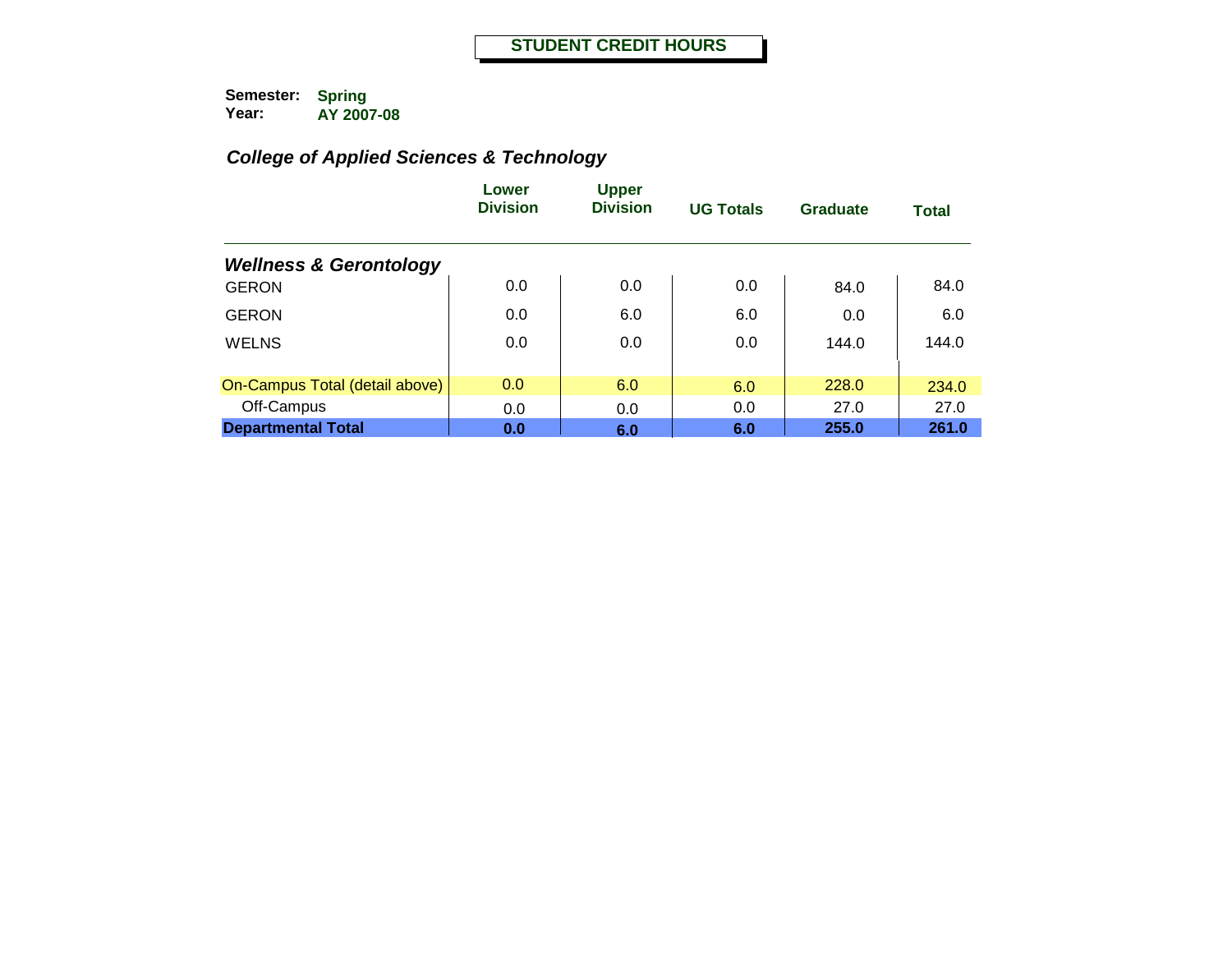# STUDENT CREDIT HOURS

**Semester:** Spring
**Year:** AY 2007-08

## *College of Applied Sciences & Technology*

| | Lower Division | Upper Division | UG Totals | Graduate | Total |
|---|---|---|---|---|---|
| ***Wellness & Gerontology*** | | | | | |
| GERON | 0.0 | 0.0 | 0.0 | 84.0 | 84.0 |
| GERON | 0.0 | 6.0 | 6.0 | 0.0 | 6.0 |
| WELNS | 0.0 | 0.0 | 0.0 | 144.0 | 144.0 |
| On-Campus Total (detail above) | 0.0 | 6.0 | 6.0 | 228.0 | 234.0 |
| Off-Campus | 0.0 | 0.0 | 0.0 | 27.0 | 27.0 |
| **Departmental Total** | **0.0** | **6.0** | **6.0** | **255.0** | **261.0** |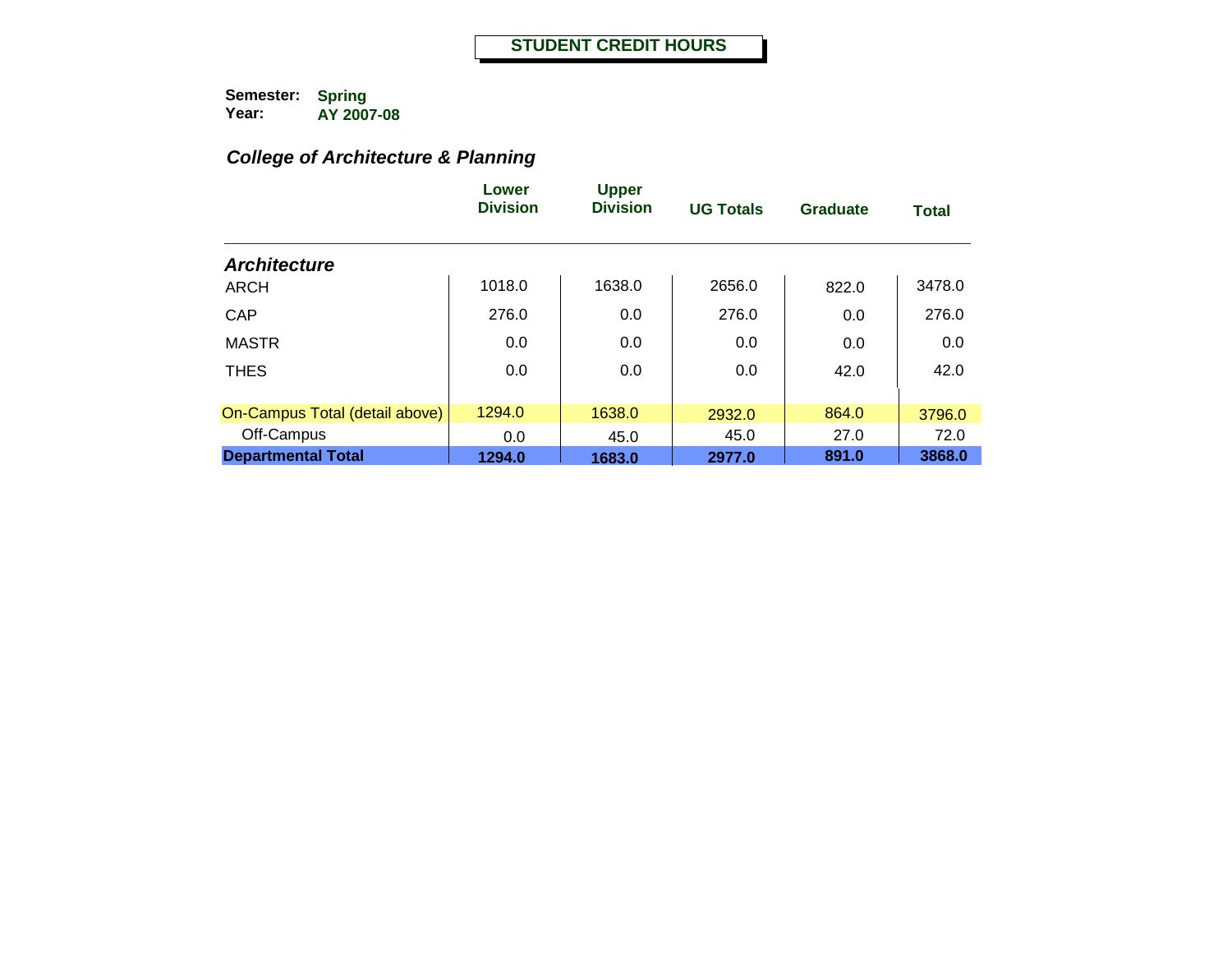# STUDENT CREDIT HOURS

**Semester:** Spring
**Year:** AY 2007-08

## *College of Architecture & Planning*

| | Lower Division | Upper Division | UG Totals | Graduate | Total |
|---|---|---|---|---|---|
| ***Architecture*** | | | | | |
| ARCH | 1018.0 | 1638.0 | 2656.0 | 822.0 | 3478.0 |
| CAP | 276.0 | 0.0 | 276.0 | 0.0 | 276.0 |
| MASTR | 0.0 | 0.0 | 0.0 | 0.0 | 0.0 |
| THES | 0.0 | 0.0 | 0.0 | 42.0 | 42.0 |
| On-Campus Total (detail above) | 1294.0 | 1638.0 | 2932.0 | 864.0 | 3796.0 |
| Off-Campus | 0.0 | 45.0 | 45.0 | 27.0 | 72.0 |
| **Departmental Total** | **1294.0** | **1683.0** | **2977.0** | **891.0** | **3868.0** |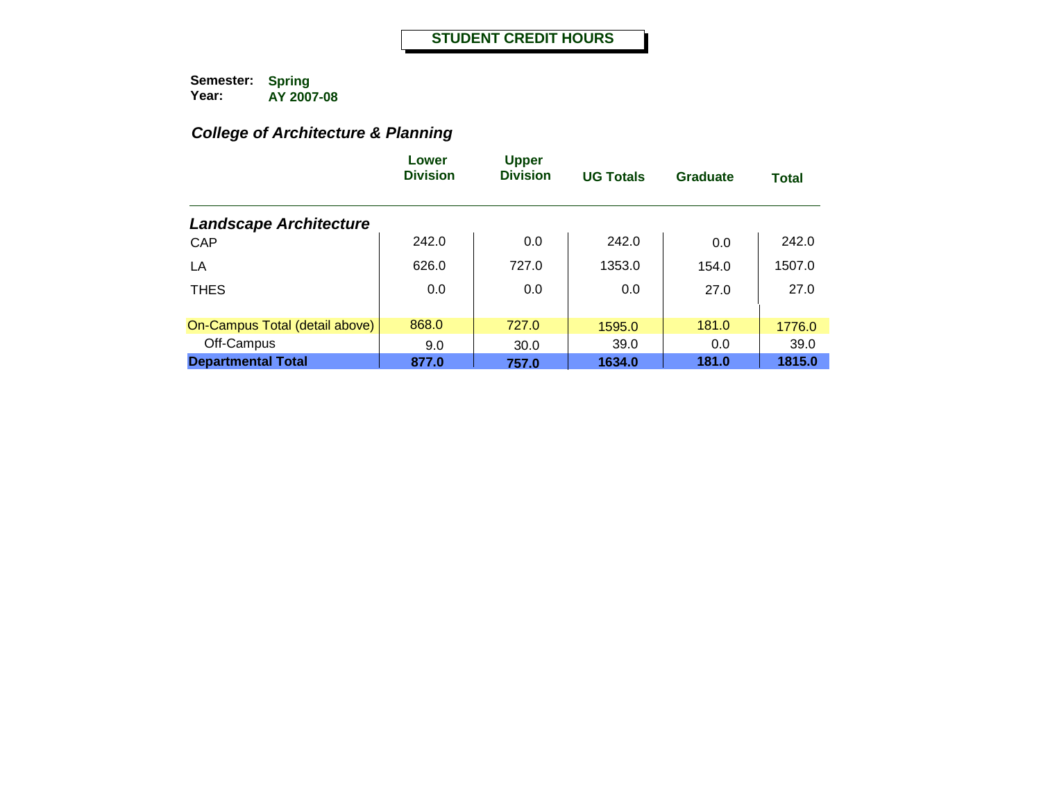## STUDENT CREDIT HOURS

**Semester:** Spring
**Year:** AY 2007-08

### *College of Architecture & Planning*

| | Lower Division | Upper Division | UG Totals | Graduate | Total |
|---|---|---|---|---|---|
| ***Landscape Architecture*** | | | | | |
| CAP | 242.0 | 0.0 | 242.0 | 0.0 | 242.0 |
| LA | 626.0 | 727.0 | 1353.0 | 154.0 | 1507.0 |
| THES | 0.0 | 0.0 | 0.0 | 27.0 | 27.0 |
| On-Campus Total (detail above) | 868.0 | 727.0 | 1595.0 | 181.0 | 1776.0 |
| Off-Campus | 9.0 | 30.0 | 39.0 | 0.0 | 39.0 |
| **Departmental Total** | **877.0** | **757.0** | **1634.0** | **181.0** | **1815.0** |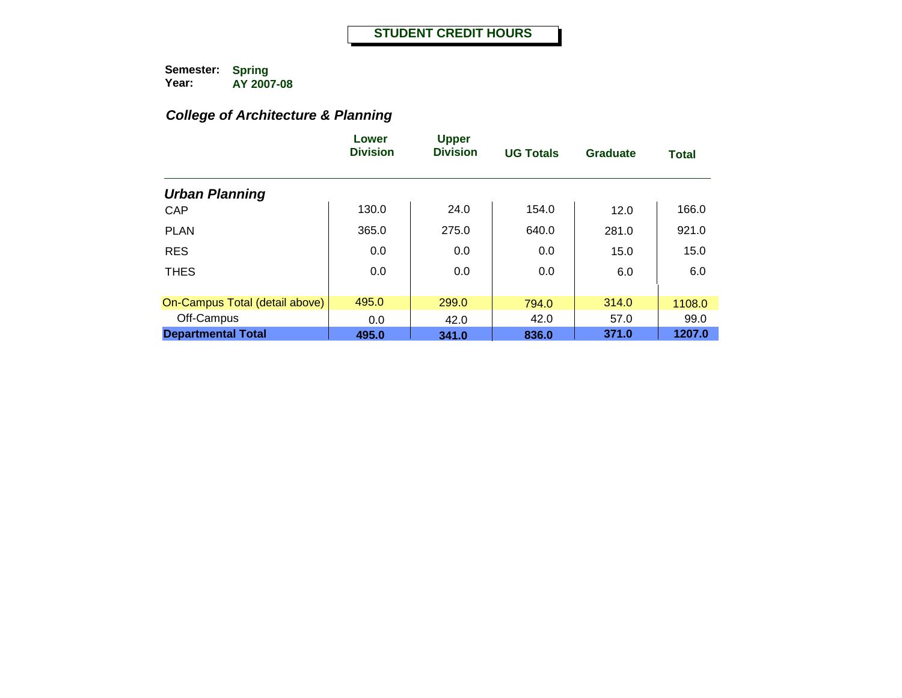# STUDENT CREDIT HOURS

**Semester:** Spring
**Year:** AY 2007-08

### *College of Architecture & Planning*

| | Lower Division | Upper Division | UG Totals | Graduate | Total |
|---|---|---|---|---|---|
| ***Urban Planning*** | | | | | |
| CAP | 130.0 | 24.0 | 154.0 | 12.0 | 166.0 |
| PLAN | 365.0 | 275.0 | 640.0 | 281.0 | 921.0 |
| RES | 0.0 | 0.0 | 0.0 | 15.0 | 15.0 |
| THES | 0.0 | 0.0 | 0.0 | 6.0 | 6.0 |
| On-Campus Total (detail above) | 495.0 | 299.0 | 794.0 | 314.0 | 1108.0 |
| Off-Campus | 0.0 | 42.0 | 42.0 | 57.0 | 99.0 |
| **Departmental Total** | **495.0** | **341.0** | **836.0** | **371.0** | **1207.0** |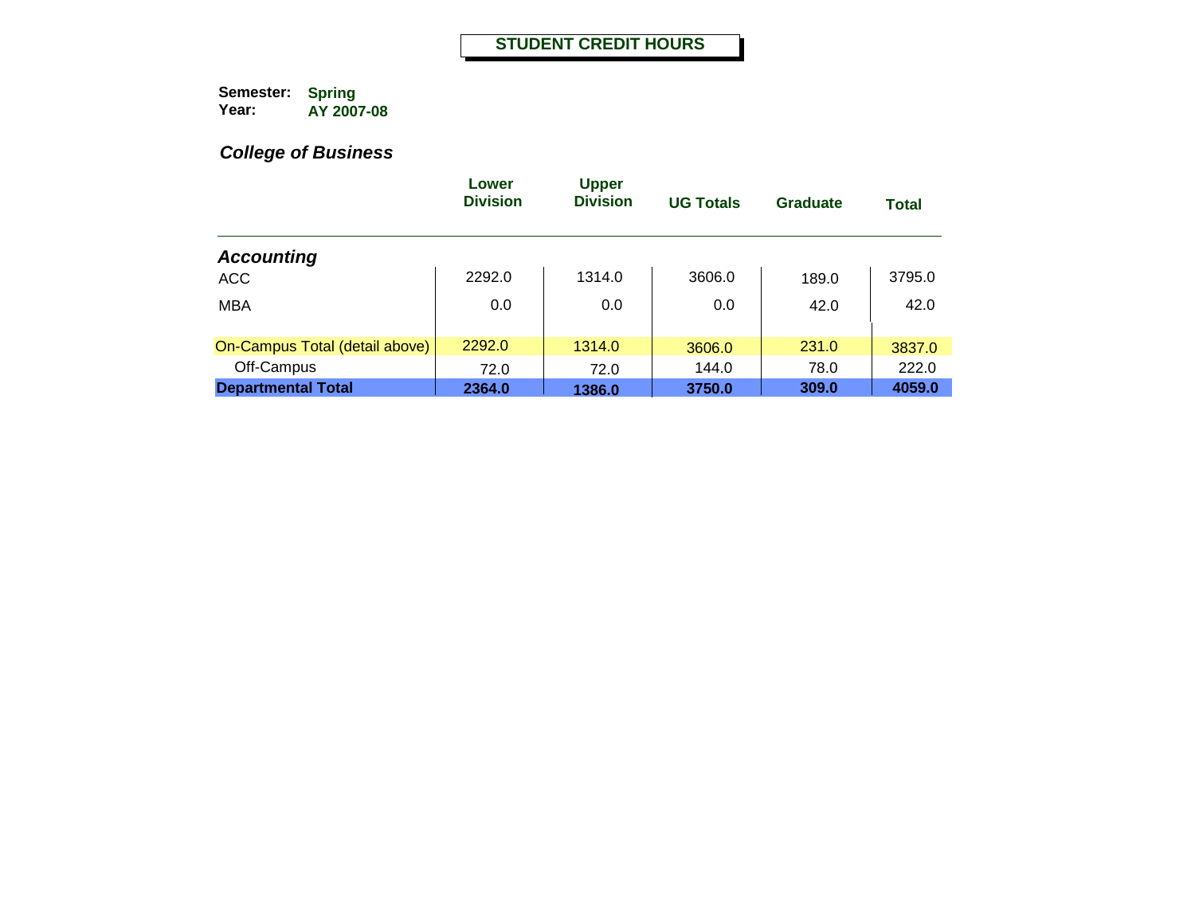# STUDENT CREDIT HOURS

**Semester:** Spring
**Year:** AY 2007-08

## *College of Business*

| | Lower Division | Upper Division | UG Totals | Graduate | Total |
|---|---|---|---|---|---|
| ***Accounting*** | | | | | |
| ACC | 2292.0 | 1314.0 | 3606.0 | 189.0 | 3795.0 |
| MBA | 0.0 | 0.0 | 0.0 | 42.0 | 42.0 |
| On-Campus Total (detail above) | 2292.0 | 1314.0 | 3606.0 | 231.0 | 3837.0 |
| Off-Campus | 72.0 | 72.0 | 144.0 | 78.0 | 222.0 |
| **Departmental Total** | **2364.0** | **1386.0** | **3750.0** | **309.0** | **4059.0** |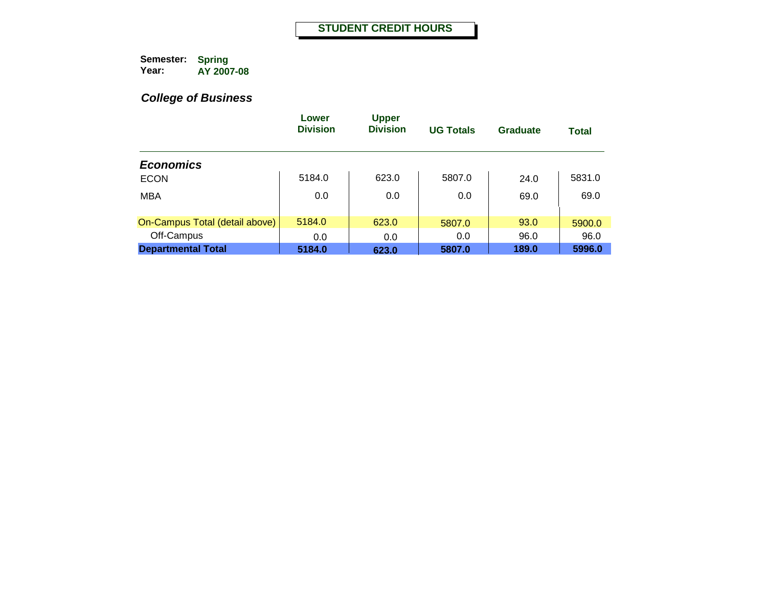# STUDENT CREDIT HOURS

**Semester:** Spring
**Year:** AY 2007-08

## *College of Business*

| | Lower Division | Upper Division | UG Totals | Graduate | Total |
|---|---|---|---|---|---|
| ***Economics*** | | | | | |
| ECON | 5184.0 | 623.0 | 5807.0 | 24.0 | 5831.0 |
| MBA | 0.0 | 0.0 | 0.0 | 69.0 | 69.0 |
| On-Campus Total (detail above) | 5184.0 | 623.0 | 5807.0 | 93.0 | 5900.0 |
| Off-Campus | 0.0 | 0.0 | 0.0 | 96.0 | 96.0 |
| **Departmental Total** | **5184.0** | **623.0** | **5807.0** | **189.0** | **5996.0** |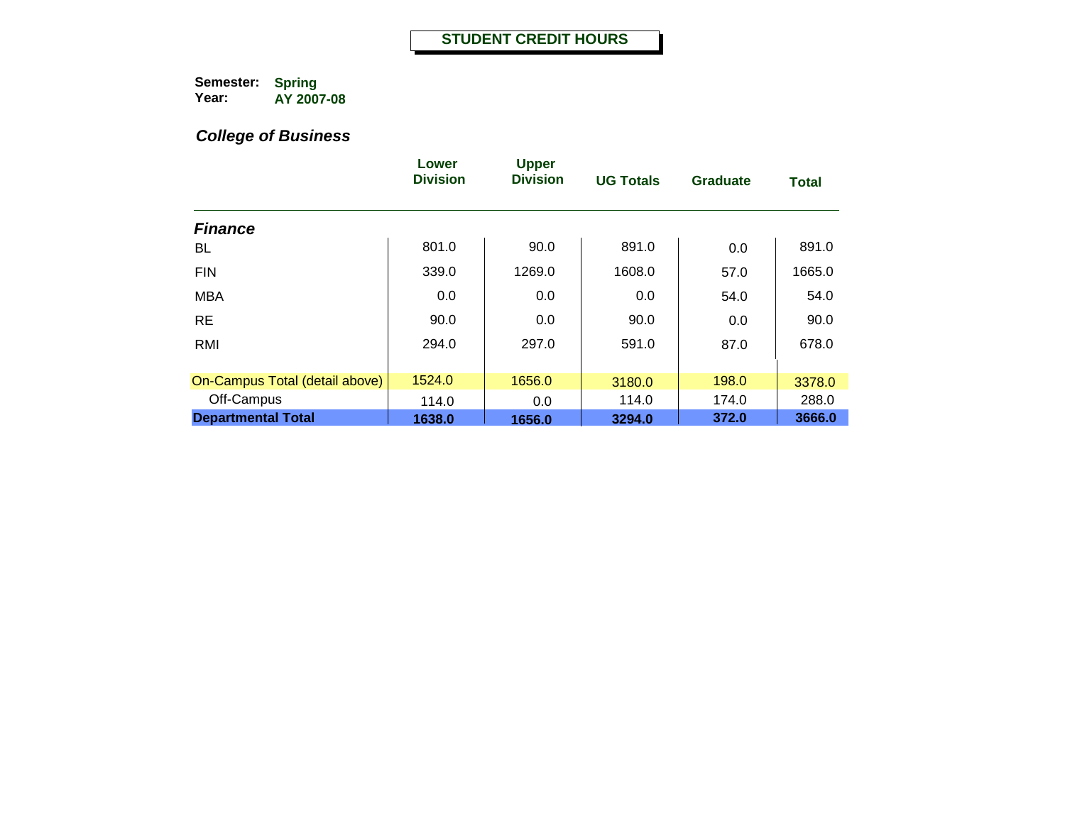# STUDENT CREDIT HOURS

**Semester:** Spring
**Year:** AY 2007-08

## *College of Business*

| | Lower Division | Upper Division | UG Totals | Graduate | Total |
|---|---|---|---|---|---|
| ***Finance*** | | | | | |
| BL | 801.0 | 90.0 | 891.0 | 0.0 | 891.0 |
| FIN | 339.0 | 1269.0 | 1608.0 | 57.0 | 1665.0 |
| MBA | 0.0 | 0.0 | 0.0 | 54.0 | 54.0 |
| RE | 90.0 | 0.0 | 90.0 | 0.0 | 90.0 |
| RMI | 294.0 | 297.0 | 591.0 | 87.0 | 678.0 |
| On-Campus Total (detail above) | 1524.0 | 1656.0 | 3180.0 | 198.0 | 3378.0 |
| Off-Campus | 114.0 | 0.0 | 114.0 | 174.0 | 288.0 |
| **Departmental Total** | **1638.0** | **1656.0** | **3294.0** | **372.0** | **3666.0** |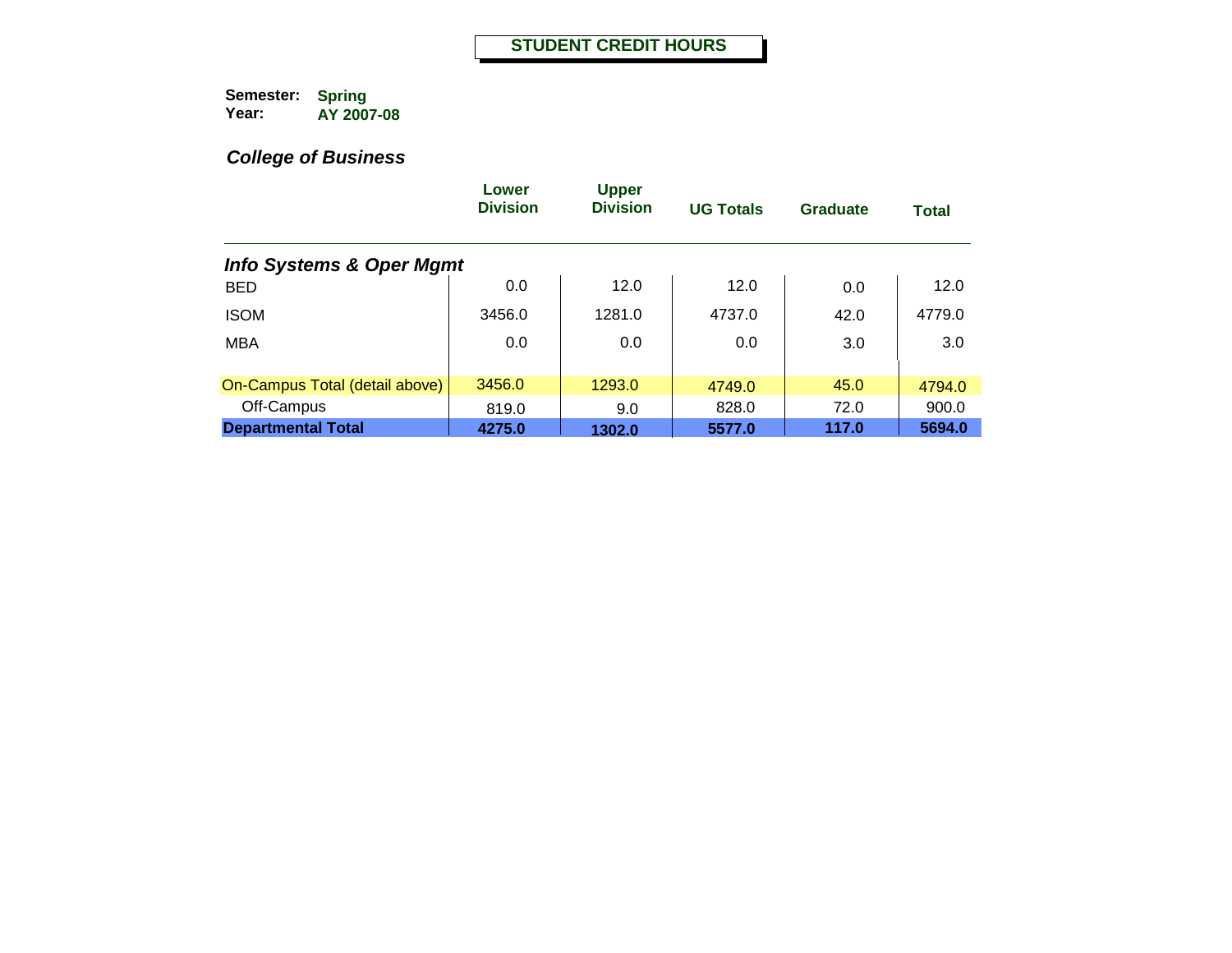# STUDENT CREDIT HOURS

**Semester:** Spring
**Year:** AY 2007-08

## *College of Business*

| | Lower Division | Upper Division | UG Totals | Graduate | Total |
|---|---|---|---|---|---|
| ***Info Systems & Oper Mgmt*** | | | | | |
| BED | 0.0 | 12.0 | 12.0 | 0.0 | 12.0 |
| ISOM | 3456.0 | 1281.0 | 4737.0 | 42.0 | 4779.0 |
| MBA | 0.0 | 0.0 | 0.0 | 3.0 | 3.0 |
| On-Campus Total (detail above) | 3456.0 | 1293.0 | 4749.0 | 45.0 | 4794.0 |
| Off-Campus | 819.0 | 9.0 | 828.0 | 72.0 | 900.0 |
| **Departmental Total** | **4275.0** | **1302.0** | **5577.0** | **117.0** | **5694.0** |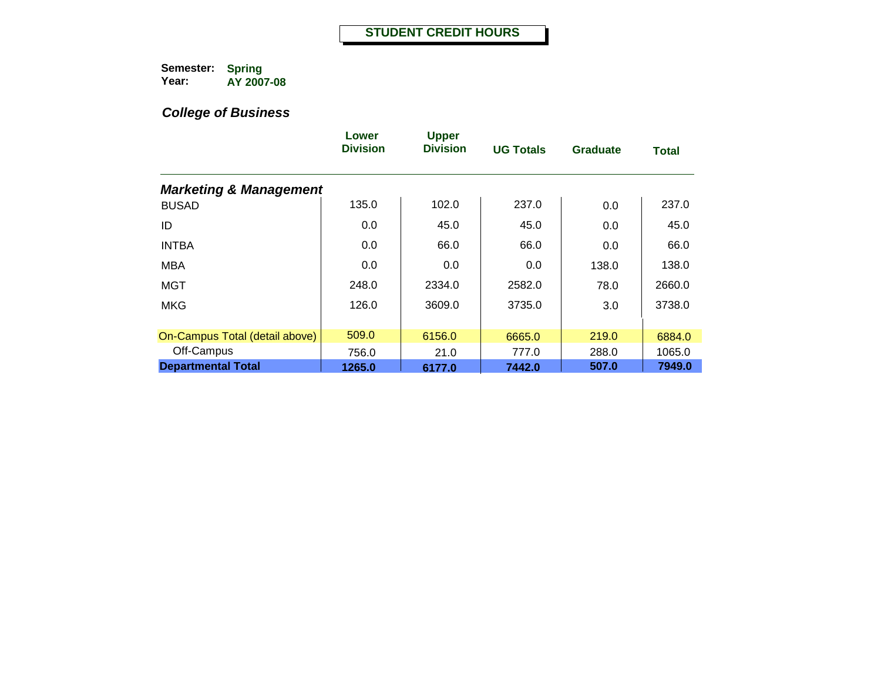# STUDENT CREDIT HOURS

**Semester:** Spring
**Year:** AY 2007-08

## *College of Business*

| | Lower Division | Upper Division | UG Totals | Graduate | Total |
|---|---|---|---|---|---|
| ***Marketing & Management*** | | | | | |
| BUSAD | 135.0 | 102.0 | 237.0 | 0.0 | 237.0 |
| ID | 0.0 | 45.0 | 45.0 | 0.0 | 45.0 |
| INTBA | 0.0 | 66.0 | 66.0 | 0.0 | 66.0 |
| MBA | 0.0 | 0.0 | 0.0 | 138.0 | 138.0 |
| MGT | 248.0 | 2334.0 | 2582.0 | 78.0 | 2660.0 |
| MKG | 126.0 | 3609.0 | 3735.0 | 3.0 | 3738.0 |
| On-Campus Total (detail above) | 509.0 | 6156.0 | 6665.0 | 219.0 | 6884.0 |
| Off-Campus | 756.0 | 21.0 | 777.0 | 288.0 | 1065.0 |
| **Departmental Total** | **1265.0** | **6177.0** | **7442.0** | **507.0** | **7949.0** |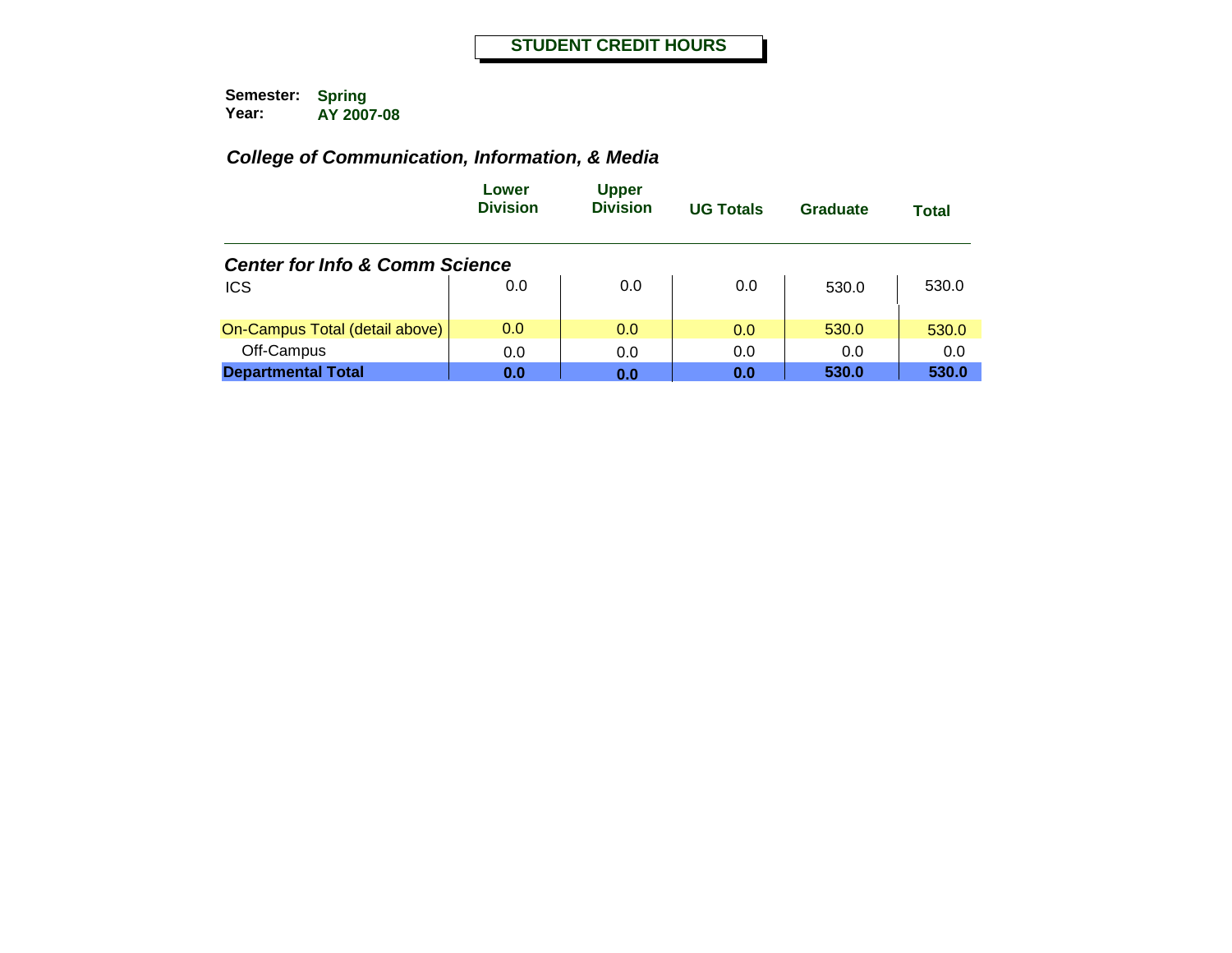# STUDENT CREDIT HOURS

**Semester:** Spring
**Year:** AY 2007-08

## *College of Communication, Information, & Media*

| | Lower Division | Upper Division | UG Totals | Graduate | Total |
|---|---|---|---|---|---|
| ***Center for Info & Comm Science*** | | | | | |
| ICS | 0.0 | 0.0 | 0.0 | 530.0 | 530.0 |
| On-Campus Total (detail above) | 0.0 | 0.0 | 0.0 | 530.0 | 530.0 |
| Off-Campus | 0.0 | 0.0 | 0.0 | 0.0 | 0.0 |
| **Departmental Total** | **0.0** | **0.0** | **0.0** | **530.0** | **530.0** |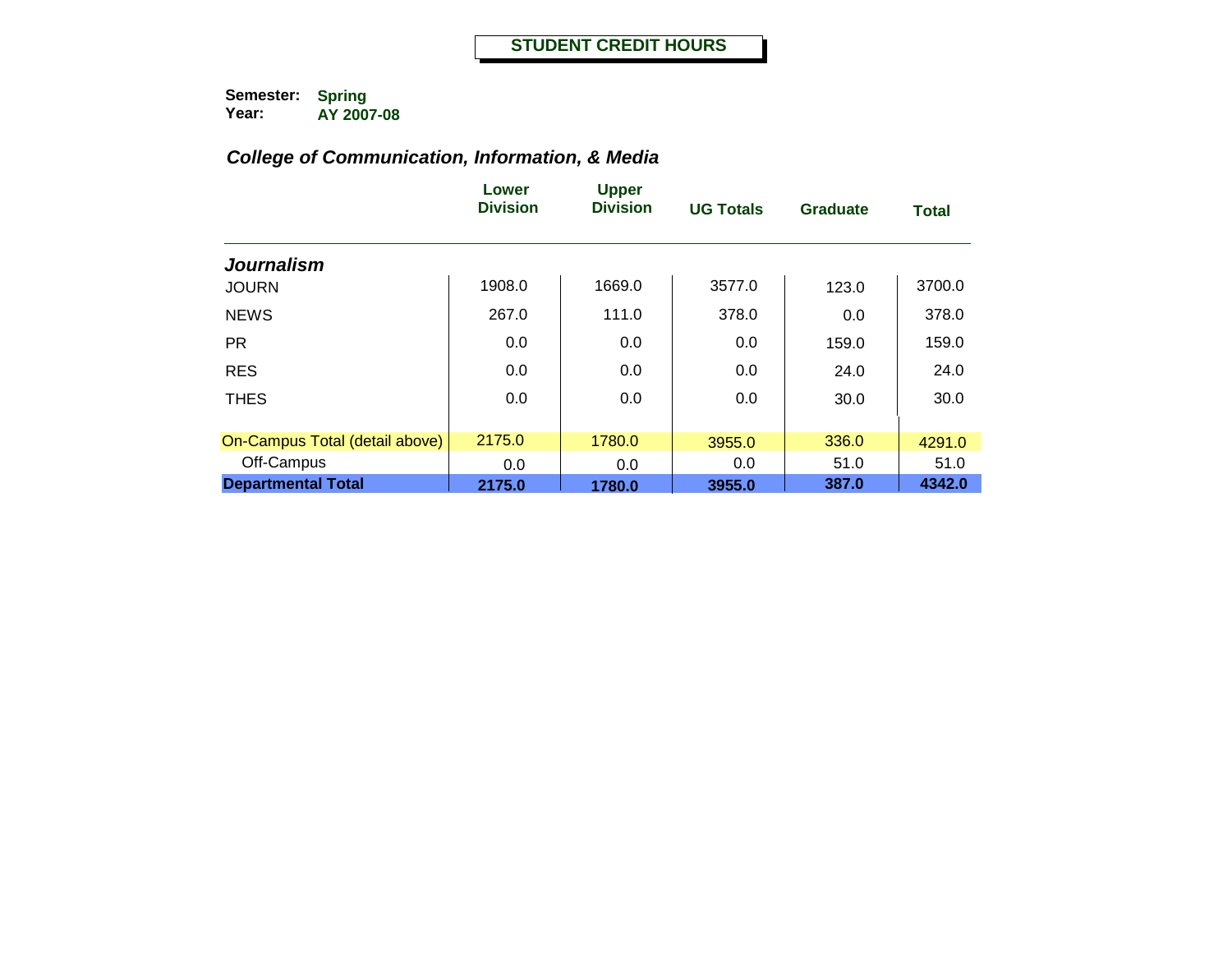# STUDENT CREDIT HOURS

**Semester:** Spring
**Year:** AY 2007-08

## *College of Communication, Information, & Media*

| | Lower Division | Upper Division | UG Totals | Graduate | Total |
|---|---|---|---|---|---|
| ***Journalism*** | | | | | |
| JOURN | 1908.0 | 1669.0 | 3577.0 | 123.0 | 3700.0 |
| NEWS | 267.0 | 111.0 | 378.0 | 0.0 | 378.0 |
| PR | 0.0 | 0.0 | 0.0 | 159.0 | 159.0 |
| RES | 0.0 | 0.0 | 0.0 | 24.0 | 24.0 |
| THES | 0.0 | 0.0 | 0.0 | 30.0 | 30.0 |
| On-Campus Total (detail above) | 2175.0 | 1780.0 | 3955.0 | 336.0 | 4291.0 |
| Off-Campus | 0.0 | 0.0 | 0.0 | 51.0 | 51.0 |
| **Departmental Total** | **2175.0** | **1780.0** | **3955.0** | **387.0** | **4342.0** |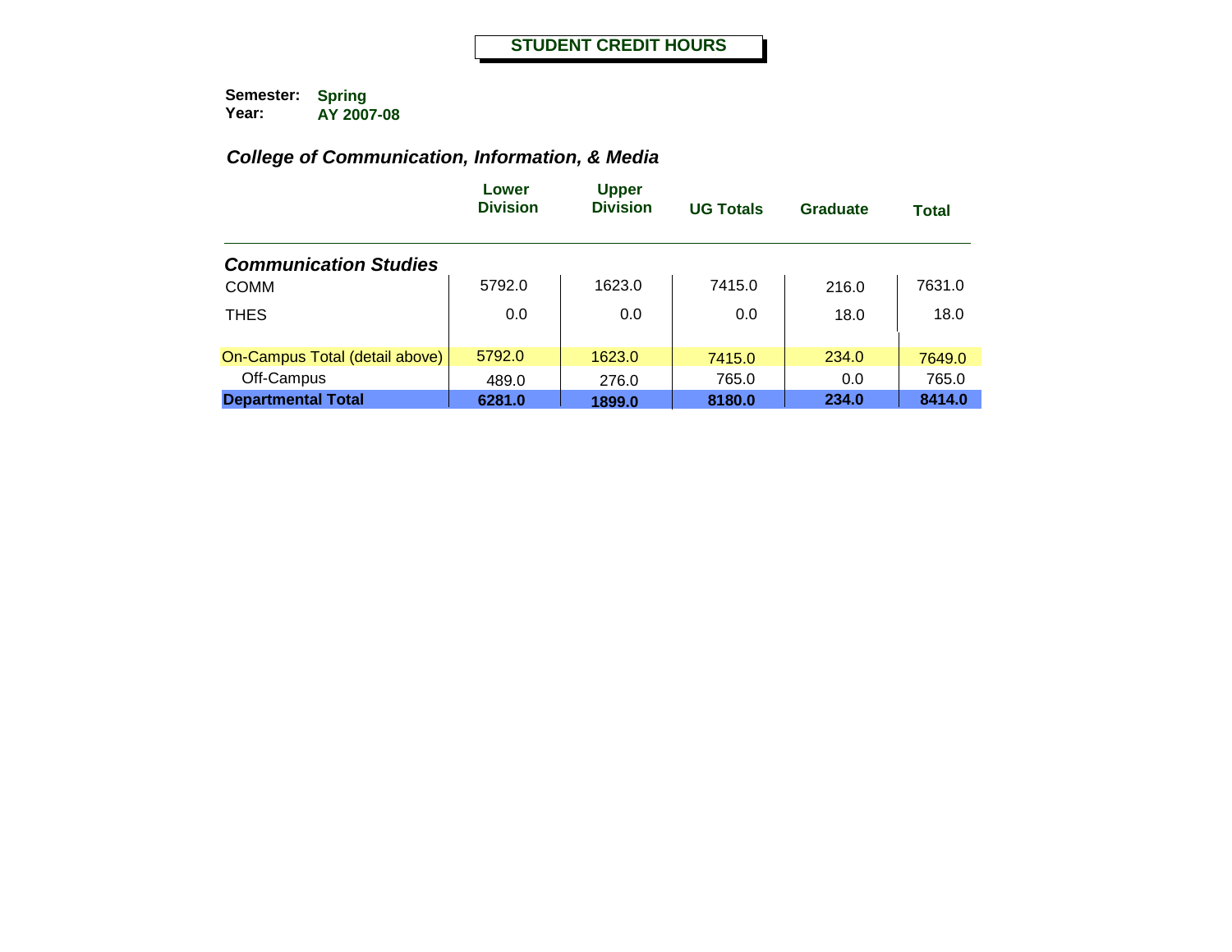# STUDENT CREDIT HOURS

**Semester:** **Spring**
**Year:** **AY 2007-08**

## *College of Communication, Information, & Media*

| | Lower Division | Upper Division | UG Totals | Graduate | Total |
|---|---|---|---|---|---|
| ***Communication Studies*** | | | | | |
| COMM | 5792.0 | 1623.0 | 7415.0 | 216.0 | 7631.0 |
| THES | 0.0 | 0.0 | 0.0 | 18.0 | 18.0 |
| On-Campus Total (detail above) | 5792.0 | 1623.0 | 7415.0 | 234.0 | 7649.0 |
| Off-Campus | 489.0 | 276.0 | 765.0 | 0.0 | 765.0 |
| **Departmental Total** | **6281.0** | **1899.0** | **8180.0** | **234.0** | **8414.0** |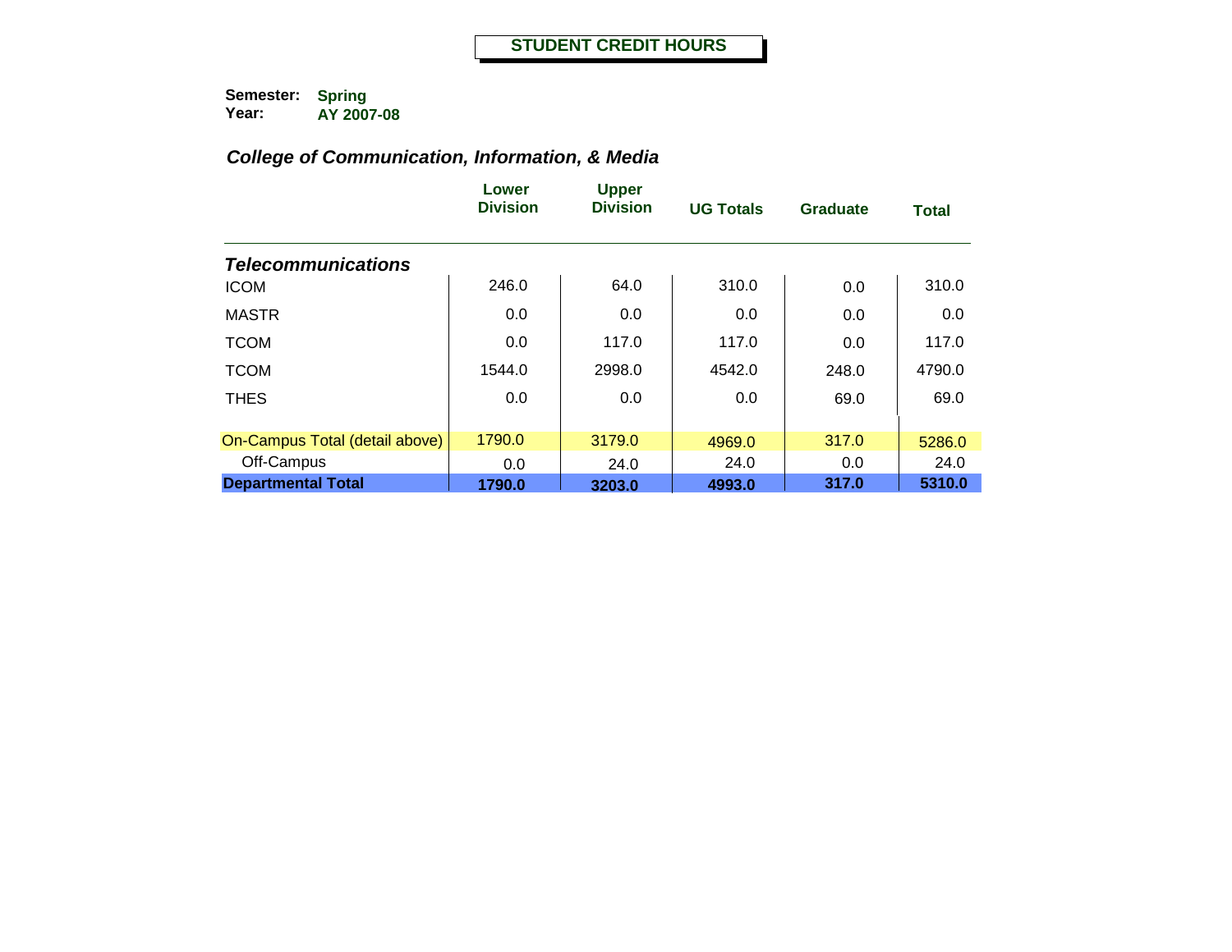## STUDENT CREDIT HOURS

**Semester:** Spring
**Year:** AY 2007-08

### *College of Communication, Information, & Media*

| | Lower Division | Upper Division | UG Totals | Graduate | Total |
|---|---|---|---|---|---|
| ***Telecommunications*** | | | | | |
| ICOM | 246.0 | 64.0 | 310.0 | 0.0 | 310.0 |
| MASTR | 0.0 | 0.0 | 0.0 | 0.0 | 0.0 |
| TCOM | 0.0 | 117.0 | 117.0 | 0.0 | 117.0 |
| TCOM | 1544.0 | 2998.0 | 4542.0 | 248.0 | 4790.0 |
| THES | 0.0 | 0.0 | 0.0 | 69.0 | 69.0 |
| On-Campus Total (detail above) | 1790.0 | 3179.0 | 4969.0 | 317.0 | 5286.0 |
| Off-Campus | 0.0 | 24.0 | 24.0 | 0.0 | 24.0 |
| **Departmental Total** | **1790.0** | **3203.0** | **4993.0** | **317.0** | **5310.0** |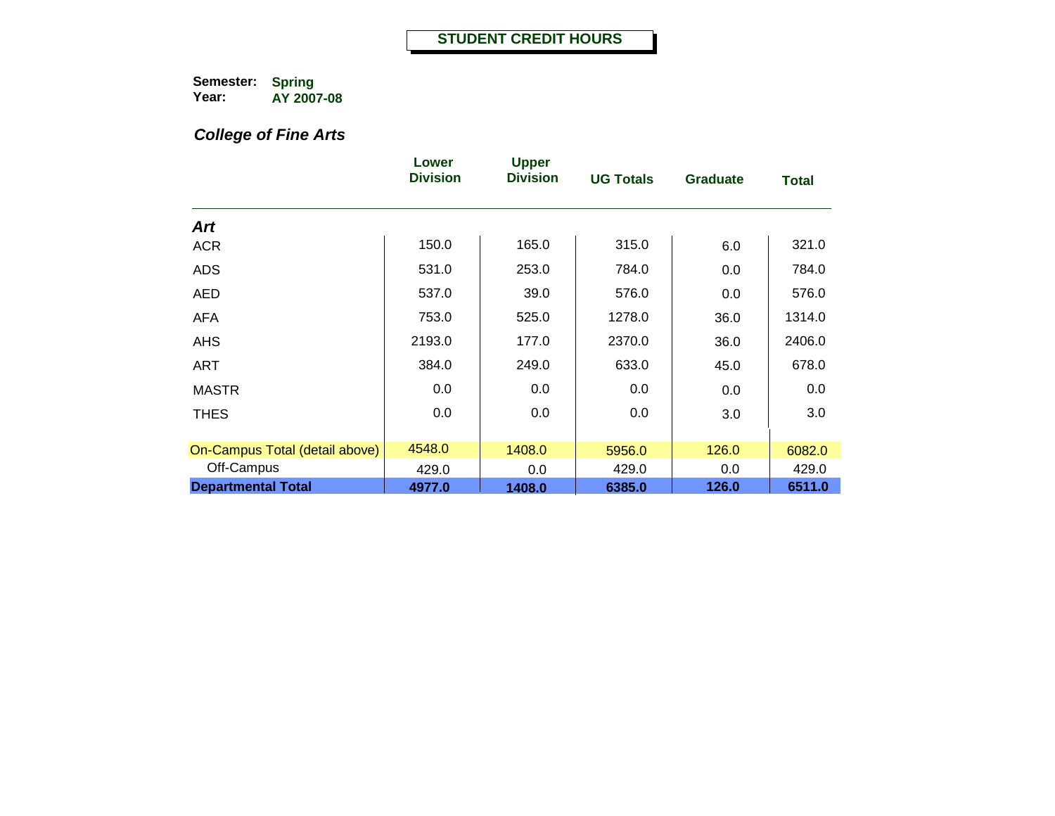# STUDENT CREDIT HOURS

**Semester:** Spring
**Year:** AY 2007-08

## *College of Fine Arts*

| | Lower Division | Upper Division | UG Totals | Graduate | Total |
|---|---|---|---|---|---|
| ***Art*** | | | | | |
| ACR | 150.0 | 165.0 | 315.0 | 6.0 | 321.0 |
| ADS | 531.0 | 253.0 | 784.0 | 0.0 | 784.0 |
| AED | 537.0 | 39.0 | 576.0 | 0.0 | 576.0 |
| AFA | 753.0 | 525.0 | 1278.0 | 36.0 | 1314.0 |
| AHS | 2193.0 | 177.0 | 2370.0 | 36.0 | 2406.0 |
| ART | 384.0 | 249.0 | 633.0 | 45.0 | 678.0 |
| MASTR | 0.0 | 0.0 | 0.0 | 0.0 | 0.0 |
| THES | 0.0 | 0.0 | 0.0 | 3.0 | 3.0 |
| On-Campus Total (detail above) | 4548.0 | 1408.0 | 5956.0 | 126.0 | 6082.0 |
| Off-Campus | 429.0 | 0.0 | 429.0 | 0.0 | 429.0 |
| **Departmental Total** | **4977.0** | **1408.0** | **6385.0** | **126.0** | **6511.0** |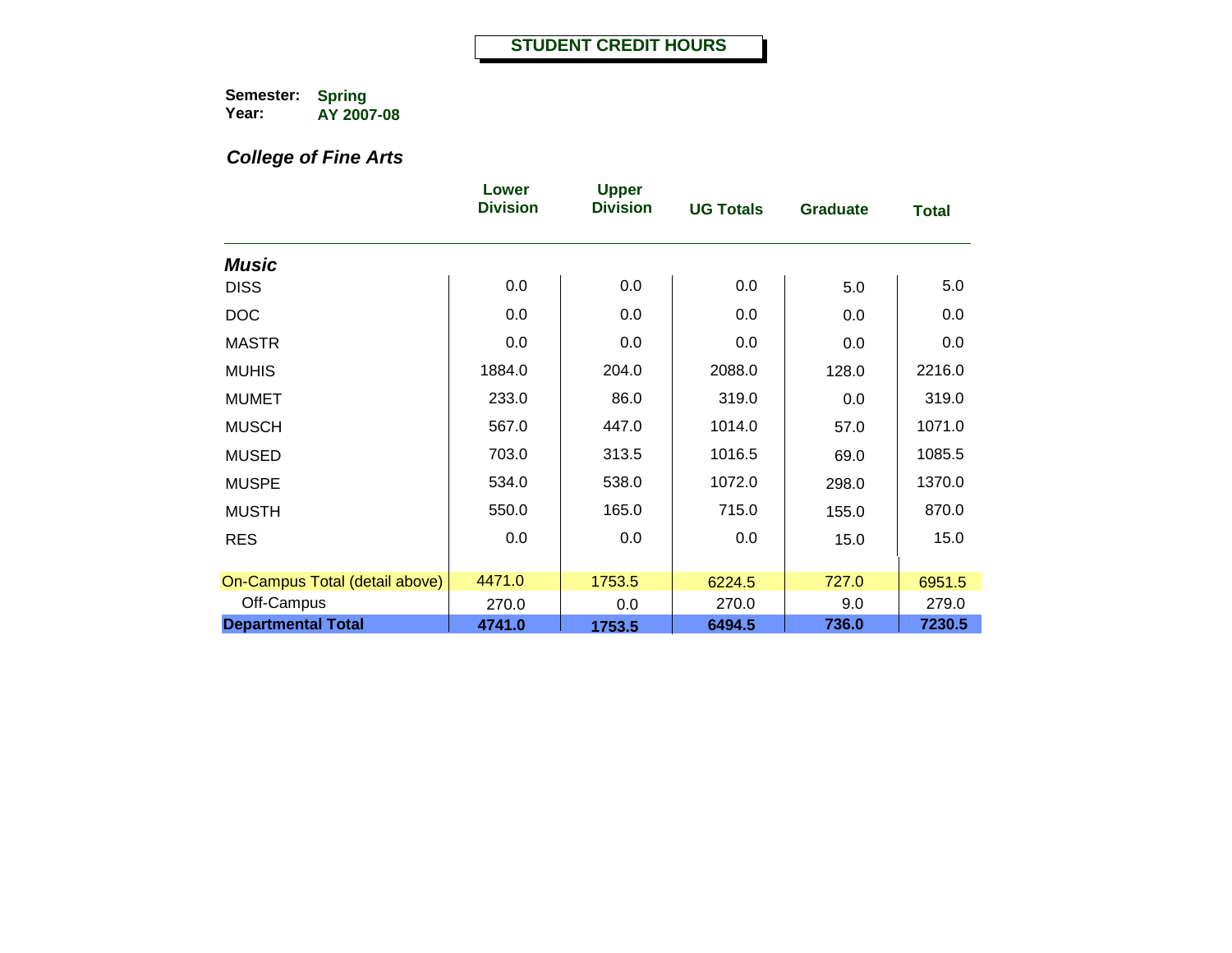# STUDENT CREDIT HOURS

**Semester:** Spring
**Year:** AY 2007-08

## *College of Fine Arts*

| | Lower Division | Upper Division | UG Totals | Graduate | Total |
|---|---|---|---|---|---|
| ***Music*** | | | | | |
| DISS | 0.0 | 0.0 | 0.0 | 5.0 | 5.0 |
| DOC | 0.0 | 0.0 | 0.0 | 0.0 | 0.0 |
| MASTR | 0.0 | 0.0 | 0.0 | 0.0 | 0.0 |
| MUHIS | 1884.0 | 204.0 | 2088.0 | 128.0 | 2216.0 |
| MUMET | 233.0 | 86.0 | 319.0 | 0.0 | 319.0 |
| MUSCH | 567.0 | 447.0 | 1014.0 | 57.0 | 1071.0 |
| MUSED | 703.0 | 313.5 | 1016.5 | 69.0 | 1085.5 |
| MUSPE | 534.0 | 538.0 | 1072.0 | 298.0 | 1370.0 |
| MUSTH | 550.0 | 165.0 | 715.0 | 155.0 | 870.0 |
| RES | 0.0 | 0.0 | 0.0 | 15.0 | 15.0 |
| On-Campus Total (detail above) | 4471.0 | 1753.5 | 6224.5 | 727.0 | 6951.5 |
| Off-Campus | 270.0 | 0.0 | 270.0 | 9.0 | 279.0 |
| **Departmental Total** | **4741.0** | **1753.5** | **6494.5** | **736.0** | **7230.5** |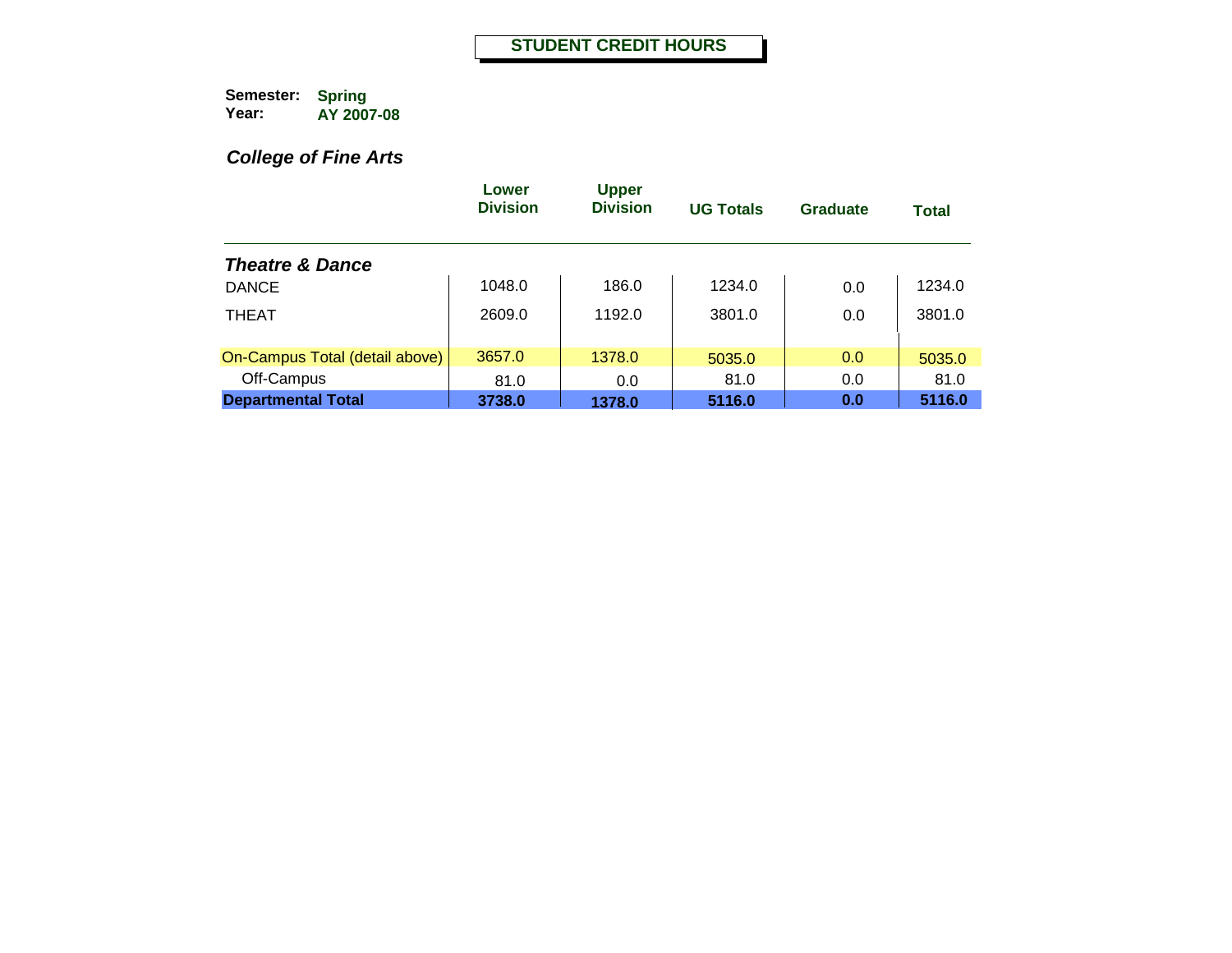# STUDENT CREDIT HOURS

**Semester:** Spring
**Year:** AY 2007-08

## *College of Fine Arts*

| | Lower Division | Upper Division | UG Totals | Graduate | Total |
|---|---|---|---|---|---|
| ***Theatre & Dance*** | | | | | |
| DANCE | 1048.0 | 186.0 | 1234.0 | 0.0 | 1234.0 |
| THEAT | 2609.0 | 1192.0 | 3801.0 | 0.0 | 3801.0 |
| On-Campus Total (detail above) | 3657.0 | 1378.0 | 5035.0 | 0.0 | 5035.0 |
| Off-Campus | 81.0 | 0.0 | 81.0 | 0.0 | 81.0 |
| **Departmental Total** | **3738.0** | **1378.0** | **5116.0** | **0.0** | **5116.0** |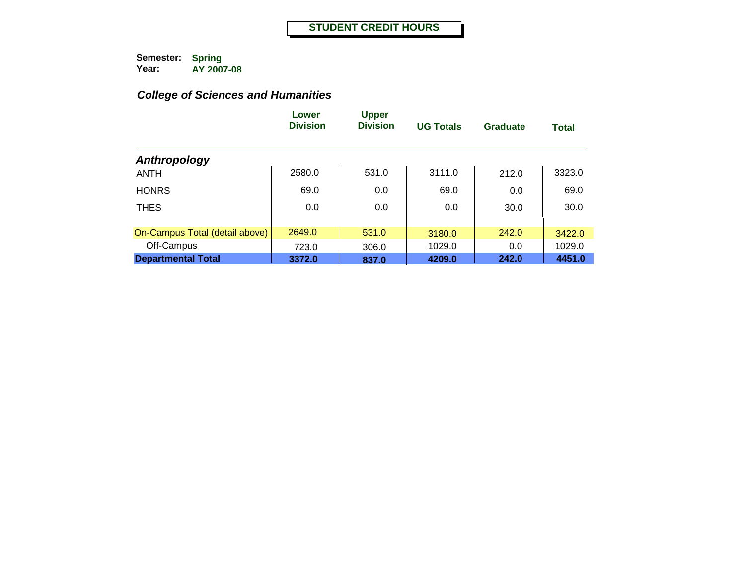## STUDENT CREDIT HOURS

**Semester:** Spring
**Year:** AY 2007-08

### *College of Sciences and Humanities*

| | Lower Division | Upper Division | UG Totals | Graduate | Total |
|---|---|---|---|---|---|
| ***Anthropology*** | | | | | |
| ANTH | 2580.0 | 531.0 | 3111.0 | 212.0 | 3323.0 |
| HONRS | 69.0 | 0.0 | 69.0 | 0.0 | 69.0 |
| THES | 0.0 | 0.0 | 0.0 | 30.0 | 30.0 |
| On-Campus Total (detail above) | 2649.0 | 531.0 | 3180.0 | 242.0 | 3422.0 |
| Off-Campus | 723.0 | 306.0 | 1029.0 | 0.0 | 1029.0 |
| **Departmental Total** | **3372.0** | **837.0** | **4209.0** | **242.0** | **4451.0** |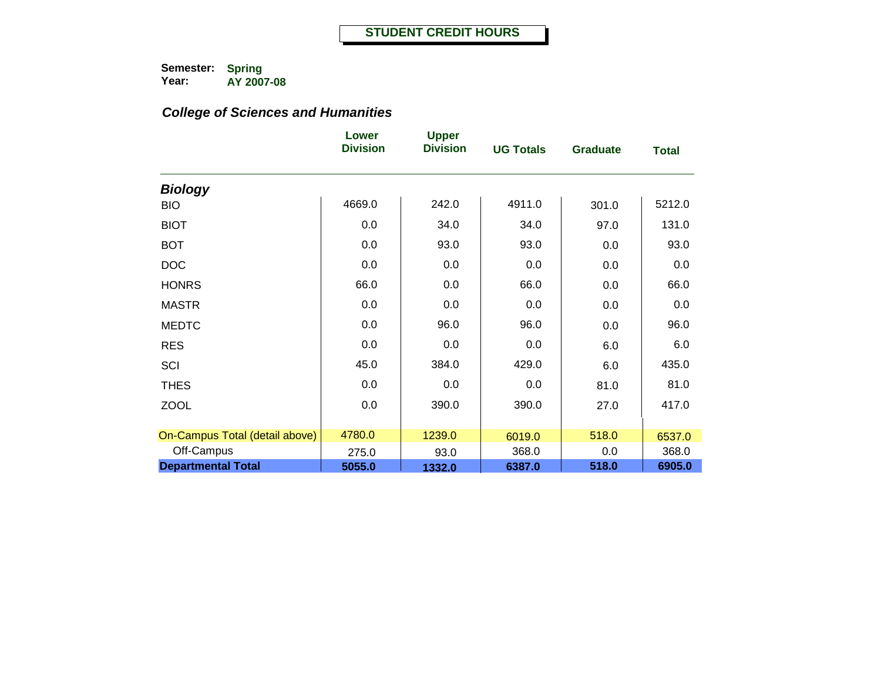# STUDENT CREDIT HOURS

**Semester:** **Spring**
**Year:** **AY 2007-08**

## *College of Sciences and Humanities*

| | Lower Division | Upper Division | UG Totals | Graduate | Total |
|---|---|---|---|---|---|
| ***Biology*** | | | | | |
| BIO | 4669.0 | 242.0 | 4911.0 | 301.0 | 5212.0 |
| BIOT | 0.0 | 34.0 | 34.0 | 97.0 | 131.0 |
| BOT | 0.0 | 93.0 | 93.0 | 0.0 | 93.0 |
| DOC | 0.0 | 0.0 | 0.0 | 0.0 | 0.0 |
| HONRS | 66.0 | 0.0 | 66.0 | 0.0 | 66.0 |
| MASTR | 0.0 | 0.0 | 0.0 | 0.0 | 0.0 |
| MEDTC | 0.0 | 96.0 | 96.0 | 0.0 | 96.0 |
| RES | 0.0 | 0.0 | 0.0 | 6.0 | 6.0 |
| SCI | 45.0 | 384.0 | 429.0 | 6.0 | 435.0 |
| THES | 0.0 | 0.0 | 0.0 | 81.0 | 81.0 |
| ZOOL | 0.0 | 390.0 | 390.0 | 27.0 | 417.0 |
| On-Campus Total (detail above) | 4780.0 | 1239.0 | 6019.0 | 518.0 | 6537.0 |
| Off-Campus | 275.0 | 93.0 | 368.0 | 0.0 | 368.0 |
| **Departmental Total** | **5055.0** | **1332.0** | **6387.0** | **518.0** | **6905.0** |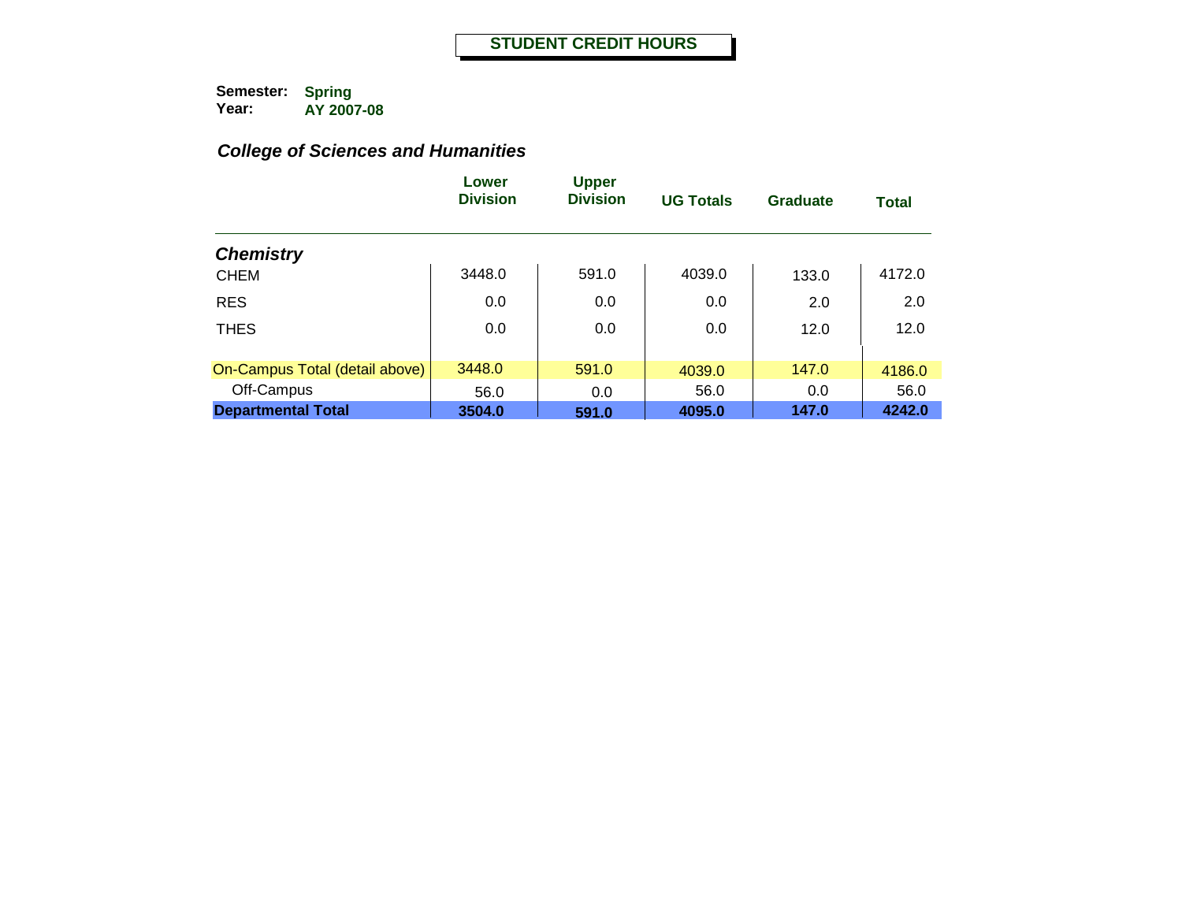# STUDENT CREDIT HOURS

**Semester:** **Spring**
**Year:** **AY 2007-08**

### *College of Sciences and Humanities*

| | Lower Division | Upper Division | UG Totals | Graduate | Total |
|---|---|---|---|---|---|
| ***Chemistry*** | | | | | |
| CHEM | 3448.0 | 591.0 | 4039.0 | 133.0 | 4172.0 |
| RES | 0.0 | 0.0 | 0.0 | 2.0 | 2.0 |
| THES | 0.0 | 0.0 | 0.0 | 12.0 | 12.0 |
| On-Campus Total (detail above) | 3448.0 | 591.0 | 4039.0 | 147.0 | 4186.0 |
| Off-Campus | 56.0 | 0.0 | 56.0 | 0.0 | 56.0 |
| **Departmental Total** | **3504.0** | **591.0** | **4095.0** | **147.0** | **4242.0** |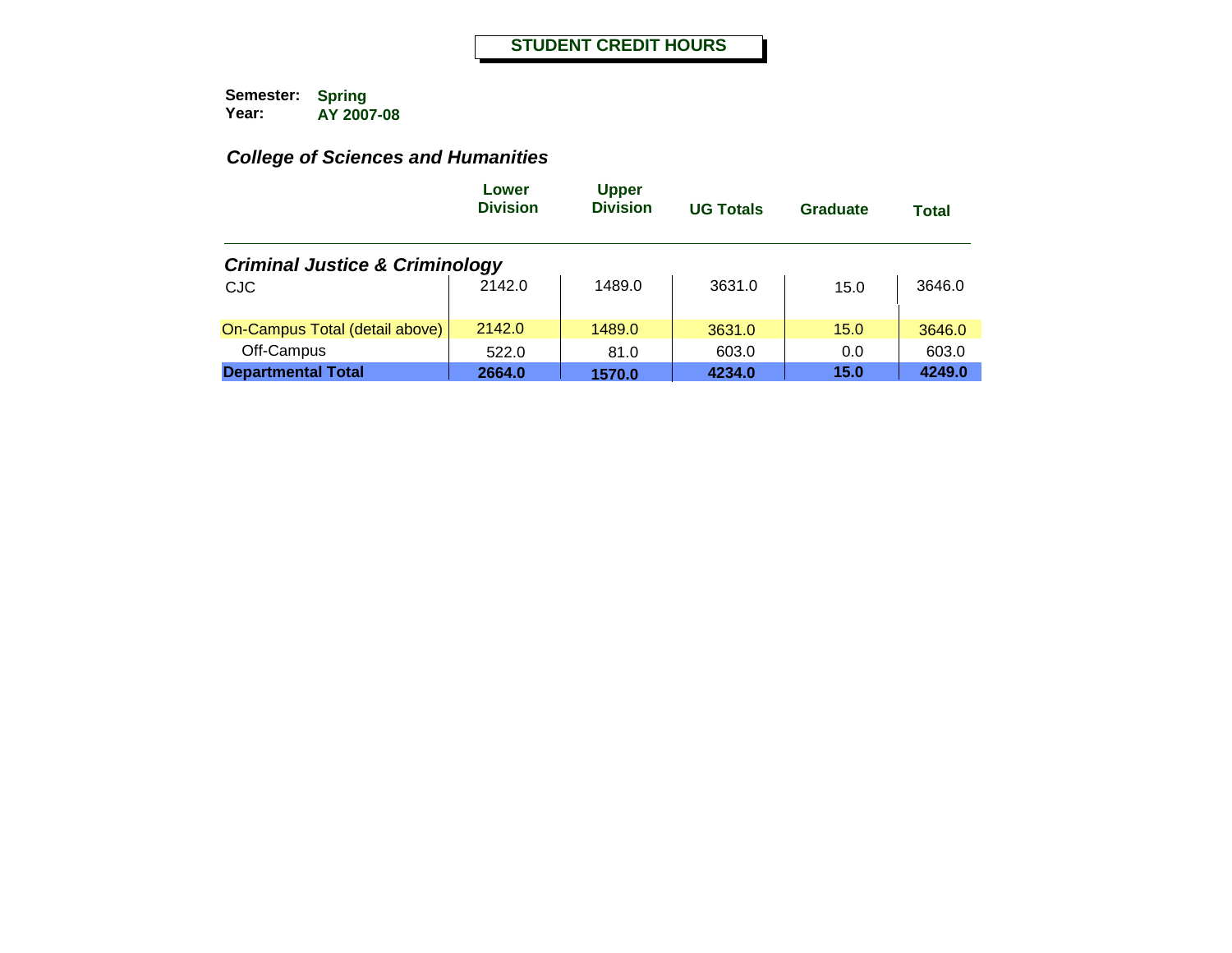# STUDENT CREDIT HOURS

**Semester:** **Spring**
**Year:** **AY 2007-08**

## *College of Sciences and Humanities*

| | Lower Division | Upper Division | UG Totals | Graduate | Total |
|---|---|---|---|---|---|
| ***Criminal Justice & Criminology*** | | | | | |
| CJC | 2142.0 | 1489.0 | 3631.0 | 15.0 | 3646.0 |
| On-Campus Total (detail above) | 2142.0 | 1489.0 | 3631.0 | 15.0 | 3646.0 |
| Off-Campus | 522.0 | 81.0 | 603.0 | 0.0 | 603.0 |
| **Departmental Total** | **2664.0** | **1570.0** | **4234.0** | **15.0** | **4249.0** |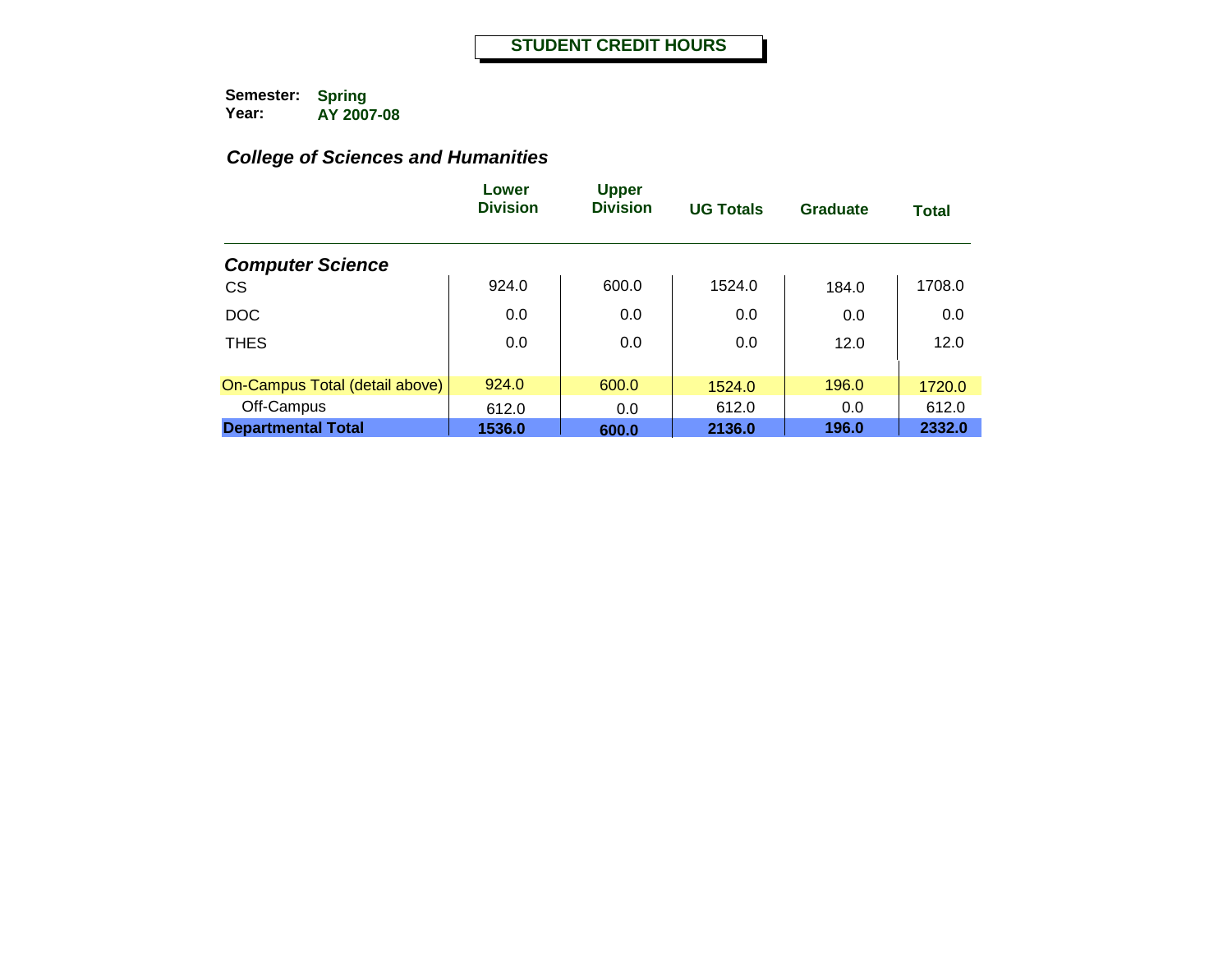# STUDENT CREDIT HOURS

**Semester:** **Spring**
**Year:** **AY 2007-08**

### *College of Sciences and Humanities*

| | Lower Division | Upper Division | UG Totals | Graduate | Total |
|---|---|---|---|---|---|
| ***Computer Science*** | | | | | |
| CS | 924.0 | 600.0 | 1524.0 | 184.0 | 1708.0 |
| DOC | 0.0 | 0.0 | 0.0 | 0.0 | 0.0 |
| THES | 0.0 | 0.0 | 0.0 | 12.0 | 12.0 |
| On-Campus Total (detail above) | 924.0 | 600.0 | 1524.0 | 196.0 | 1720.0 |
| Off-Campus | 612.0 | 0.0 | 612.0 | 0.0 | 612.0 |
| **Departmental Total** | **1536.0** | **600.0** | **2136.0** | **196.0** | **2332.0** |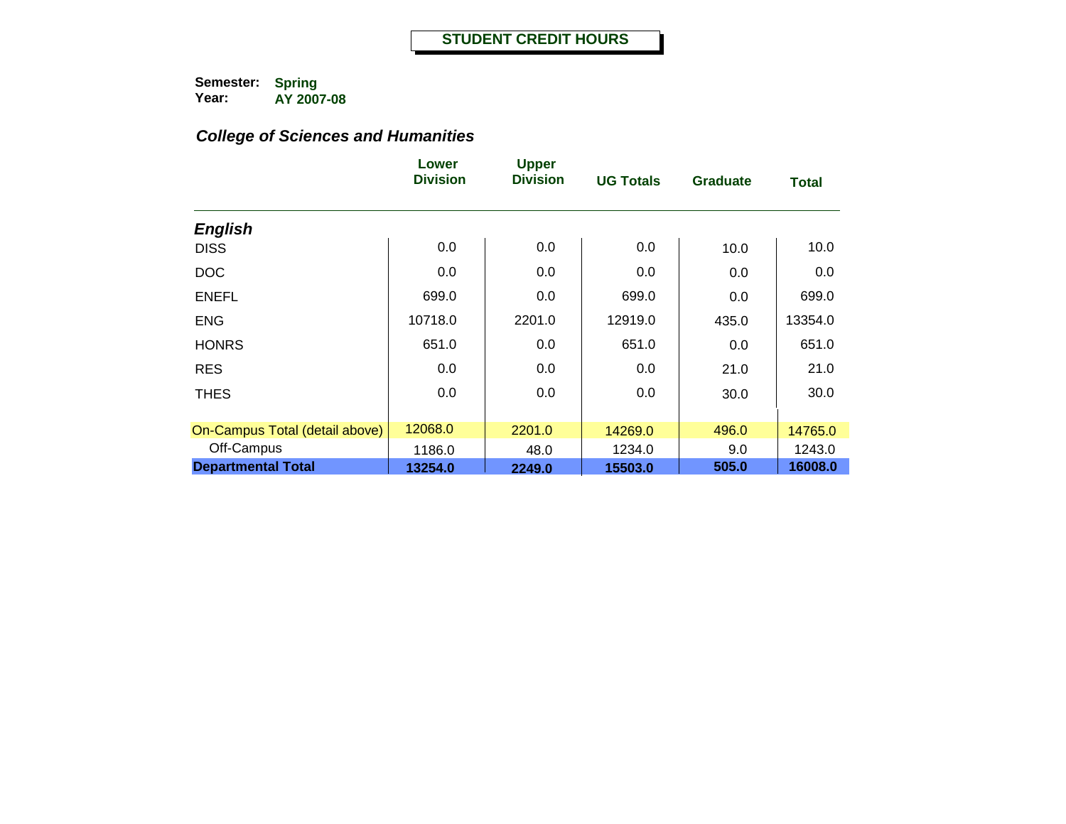# STUDENT CREDIT HOURS

**Semester:** **Spring**
**Year:** **AY 2007-08**

### *College of Sciences and Humanities*

| | Lower Division | Upper Division | UG Totals | Graduate | Total |
|---|---|---|---|---|---|
| ***English*** | | | | | |
| DISS | 0.0 | 0.0 | 0.0 | 10.0 | 10.0 |
| DOC | 0.0 | 0.0 | 0.0 | 0.0 | 0.0 |
| ENEFL | 699.0 | 0.0 | 699.0 | 0.0 | 699.0 |
| ENG | 10718.0 | 2201.0 | 12919.0 | 435.0 | 13354.0 |
| HONRS | 651.0 | 0.0 | 651.0 | 0.0 | 651.0 |
| RES | 0.0 | 0.0 | 0.0 | 21.0 | 21.0 |
| THES | 0.0 | 0.0 | 0.0 | 30.0 | 30.0 |
| On-Campus Total (detail above) | 12068.0 | 2201.0 | 14269.0 | 496.0 | 14765.0 |
| Off-Campus | 1186.0 | 48.0 | 1234.0 | 9.0 | 1243.0 |
| **Departmental Total** | **13254.0** | **2249.0** | **15503.0** | **505.0** | **16008.0** |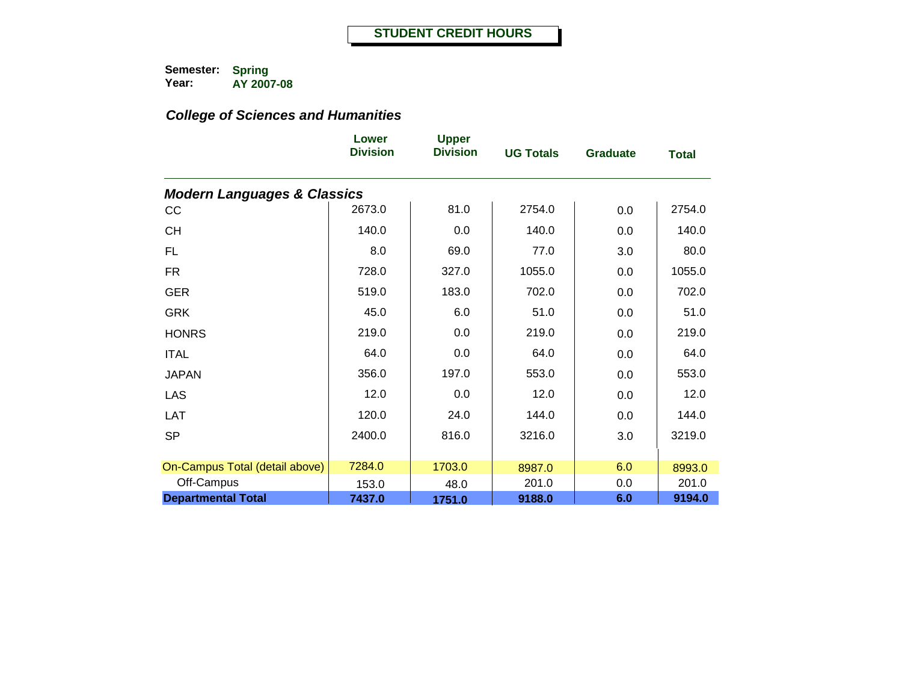# STUDENT CREDIT HOURS

**Semester:** Spring
**Year:** AY 2007-08

***College of Sciences and Humanities***

| | Lower Division | Upper Division | UG Totals | Graduate | Total |
|---|---|---|---|---|---|
| ***Modern Languages & Classics*** | | | | | |
| CC | 2673.0 | 81.0 | 2754.0 | 0.0 | 2754.0 |
| CH | 140.0 | 0.0 | 140.0 | 0.0 | 140.0 |
| FL | 8.0 | 69.0 | 77.0 | 3.0 | 80.0 |
| FR | 728.0 | 327.0 | 1055.0 | 0.0 | 1055.0 |
| GER | 519.0 | 183.0 | 702.0 | 0.0 | 702.0 |
| GRK | 45.0 | 6.0 | 51.0 | 0.0 | 51.0 |
| HONRS | 219.0 | 0.0 | 219.0 | 0.0 | 219.0 |
| ITAL | 64.0 | 0.0 | 64.0 | 0.0 | 64.0 |
| JAPAN | 356.0 | 197.0 | 553.0 | 0.0 | 553.0 |
| LAS | 12.0 | 0.0 | 12.0 | 0.0 | 12.0 |
| LAT | 120.0 | 24.0 | 144.0 | 0.0 | 144.0 |
| SP | 2400.0 | 816.0 | 3216.0 | 3.0 | 3219.0 |
| On-Campus Total (detail above) | 7284.0 | 1703.0 | 8987.0 | 6.0 | 8993.0 |
| Off-Campus | 153.0 | 48.0 | 201.0 | 0.0 | 201.0 |
| **Departmental Total** | **7437.0** | **1751.0** | **9188.0** | **6.0** | **9194.0** |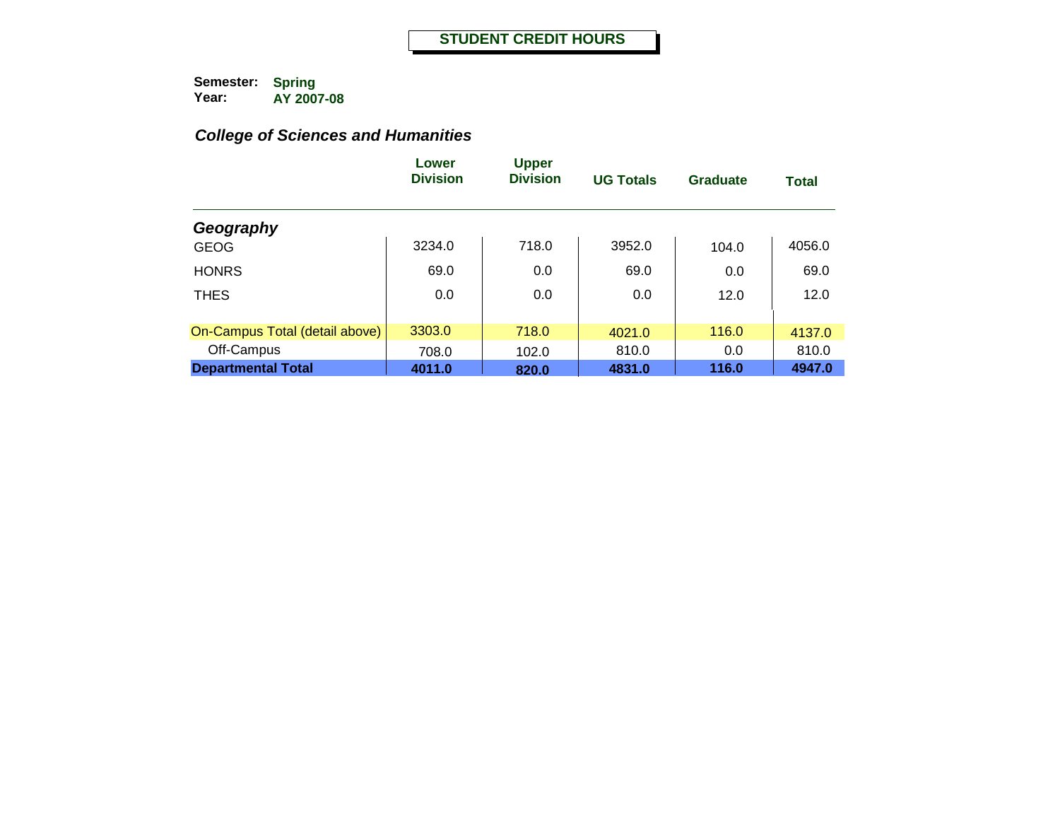# STUDENT CREDIT HOURS

**Semester:** Spring
**Year:** AY 2007-08

### *College of Sciences and Humanities*

| | Lower Division | Upper Division | UG Totals | Graduate | Total |
|---|---|---|---|---|---|
| ***Geography*** | | | | | |
| GEOG | 3234.0 | 718.0 | 3952.0 | 104.0 | 4056.0 |
| HONRS | 69.0 | 0.0 | 69.0 | 0.0 | 69.0 |
| THES | 0.0 | 0.0 | 0.0 | 12.0 | 12.0 |
| On-Campus Total (detail above) | 3303.0 | 718.0 | 4021.0 | 116.0 | 4137.0 |
| Off-Campus | 708.0 | 102.0 | 810.0 | 0.0 | 810.0 |
| **Departmental Total** | **4011.0** | **820.0** | **4831.0** | **116.0** | **4947.0** |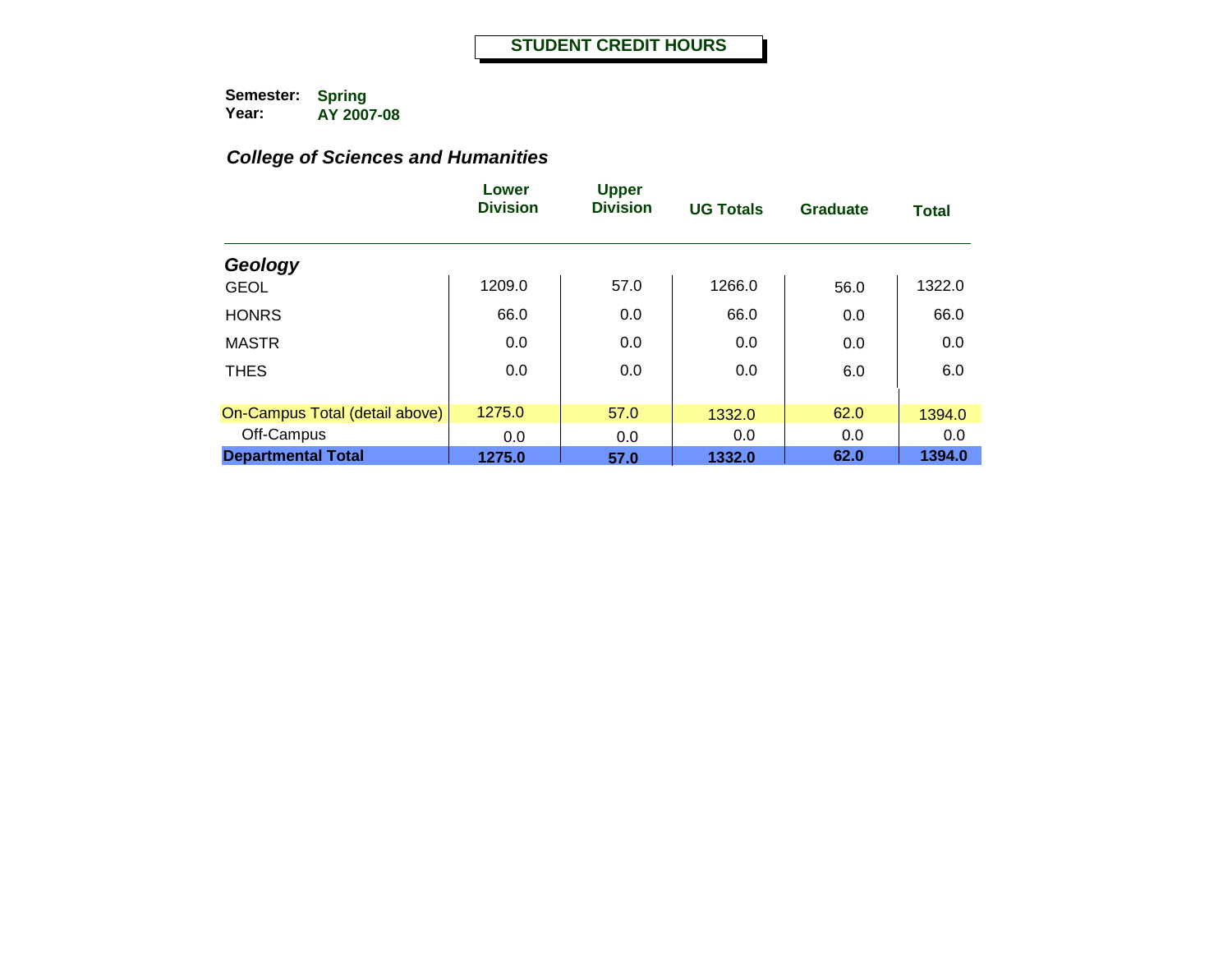# STUDENT CREDIT HOURS

**Semester:** **Spring**
**Year:** **AY 2007-08**

## *College of Sciences and Humanities*

| | Lower Division | Upper Division | UG Totals | Graduate | Total |
|---|---|---|---|---|---|
| ***Geology*** | | | | | |
| GEOL | 1209.0 | 57.0 | 1266.0 | 56.0 | 1322.0 |
| HONRS | 66.0 | 0.0 | 66.0 | 0.0 | 66.0 |
| MASTR | 0.0 | 0.0 | 0.0 | 0.0 | 0.0 |
| THES | 0.0 | 0.0 | 0.0 | 6.0 | 6.0 |
| On-Campus Total (detail above) | 1275.0 | 57.0 | 1332.0 | 62.0 | 1394.0 |
| Off-Campus | 0.0 | 0.0 | 0.0 | 0.0 | 0.0 |
| **Departmental Total** | **1275.0** | **57.0** | **1332.0** | **62.0** | **1394.0** |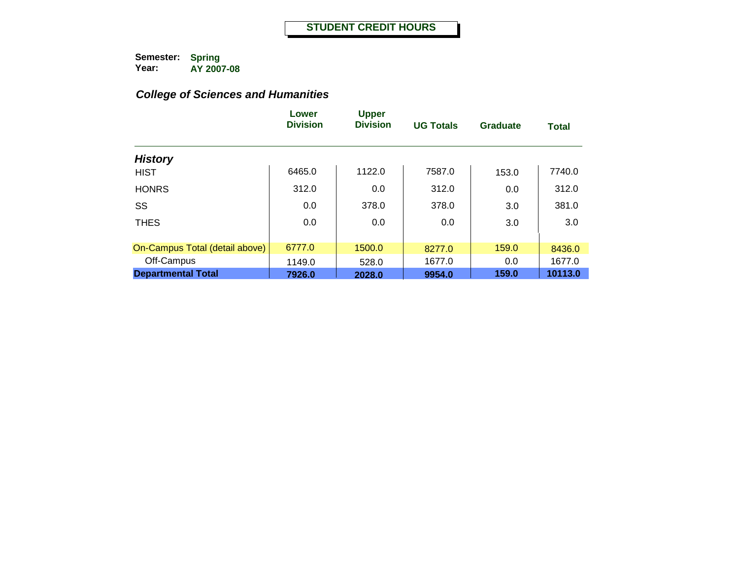# STUDENT CREDIT HOURS

**Semester:** **Spring**
**Year:** **AY 2007-08**

### *College of Sciences and Humanities*

| | Lower Division | Upper Division | UG Totals | Graduate | Total |
|---|---|---|---|---|---|
| ***History*** | | | | | |
| HIST | 6465.0 | 1122.0 | 7587.0 | 153.0 | 7740.0 |
| HONRS | 312.0 | 0.0 | 312.0 | 0.0 | 312.0 |
| SS | 0.0 | 378.0 | 378.0 | 3.0 | 381.0 |
| THES | 0.0 | 0.0 | 0.0 | 3.0 | 3.0 |
| On-Campus Total (detail above) | 6777.0 | 1500.0 | 8277.0 | 159.0 | 8436.0 |
| Off-Campus | 1149.0 | 528.0 | 1677.0 | 0.0 | 1677.0 |
| **Departmental Total** | **7926.0** | **2028.0** | **9954.0** | **159.0** | **10113.0** |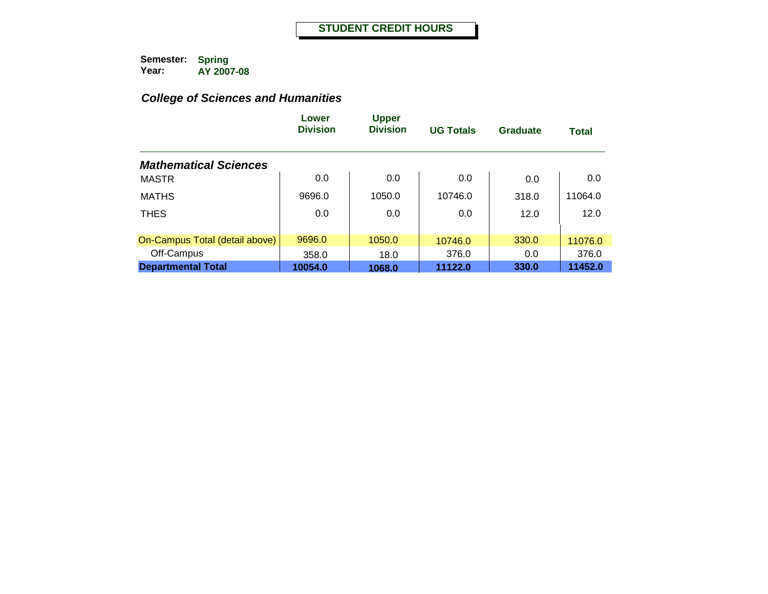# STUDENT CREDIT HOURS

**Semester:** **Spring**
**Year:** **AY 2007-08**

## *College of Sciences and Humanities*

| | Lower Division | Upper Division | UG Totals | Graduate | Total |
|---|---|---|---|---|---|
| ***Mathematical Sciences*** | | | | | |
| MASTR | 0.0 | 0.0 | 0.0 | 0.0 | 0.0 |
| MATHS | 9696.0 | 1050.0 | 10746.0 | 318.0 | 11064.0 |
| THES | 0.0 | 0.0 | 0.0 | 12.0 | 12.0 |
| On-Campus Total (detail above) | 9696.0 | 1050.0 | 10746.0 | 330.0 | 11076.0 |
| Off-Campus | 358.0 | 18.0 | 376.0 | 0.0 | 376.0 |
| **Departmental Total** | **10054.0** | **1068.0** | **11122.0** | **330.0** | **11452.0** |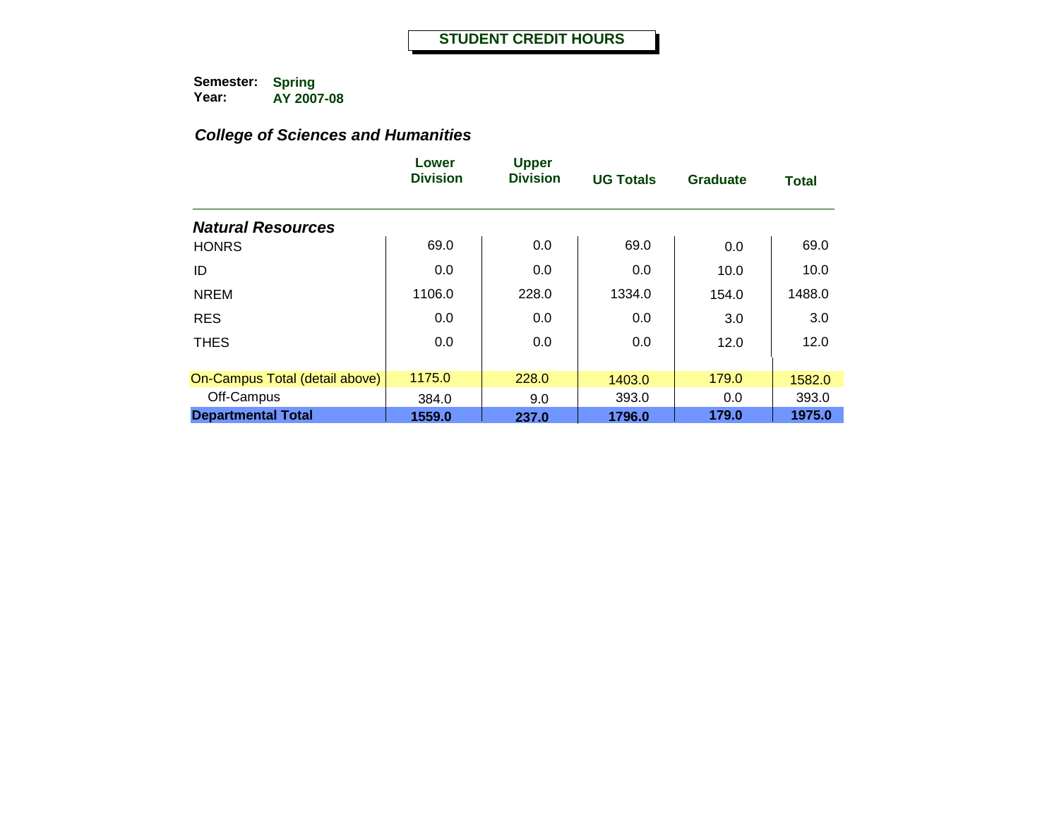# STUDENT CREDIT HOURS

**Semester:** **Spring**
**Year:** **AY 2007-08**

### *College of Sciences and Humanities*

| | Lower Division | Upper Division | UG Totals | Graduate | Total |
|---|---|---|---|---|---|
| ***Natural Resources*** | | | | | |
| HONRS | 69.0 | 0.0 | 69.0 | 0.0 | 69.0 |
| ID | 0.0 | 0.0 | 0.0 | 10.0 | 10.0 |
| NREM | 1106.0 | 228.0 | 1334.0 | 154.0 | 1488.0 |
| RES | 0.0 | 0.0 | 0.0 | 3.0 | 3.0 |
| THES | 0.0 | 0.0 | 0.0 | 12.0 | 12.0 |
| On-Campus Total (detail above) | 1175.0 | 228.0 | 1403.0 | 179.0 | 1582.0 |
| Off-Campus | 384.0 | 9.0 | 393.0 | 0.0 | 393.0 |
| **Departmental Total** | **1559.0** | **237.0** | **1796.0** | **179.0** | **1975.0** |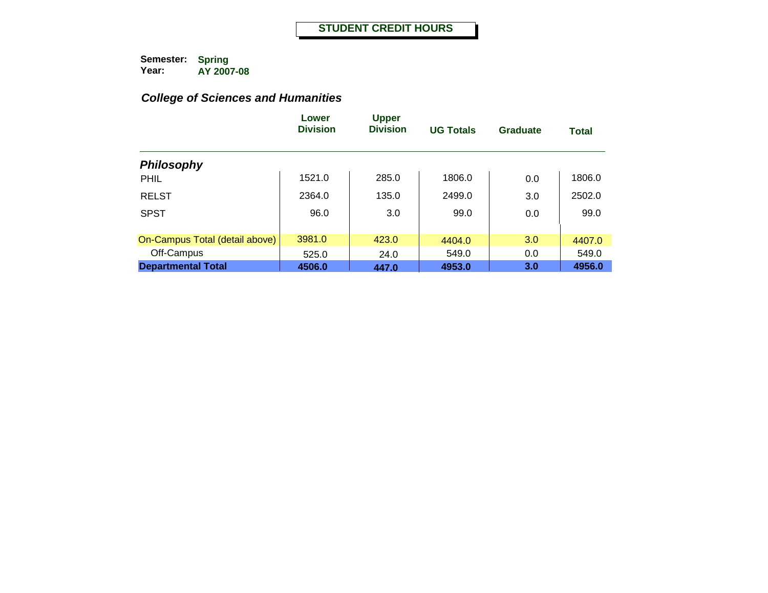# STUDENT CREDIT HOURS

**Semester:** **Spring**
**Year:** **AY 2007-08**

## *College of Sciences and Humanities*

| | Lower Division | Upper Division | UG Totals | Graduate | Total |
|---|---|---|---|---|---|
| ***Philosophy*** | | | | | |
| PHIL | 1521.0 | 285.0 | 1806.0 | 0.0 | 1806.0 |
| RELST | 2364.0 | 135.0 | 2499.0 | 3.0 | 2502.0 |
| SPST | 96.0 | 3.0 | 99.0 | 0.0 | 99.0 |
| On-Campus Total (detail above) | 3981.0 | 423.0 | 4404.0 | 3.0 | 4407.0 |
| Off-Campus | 525.0 | 24.0 | 549.0 | 0.0 | 549.0 |
| **Departmental Total** | **4506.0** | **447.0** | **4953.0** | **3.0** | **4956.0** |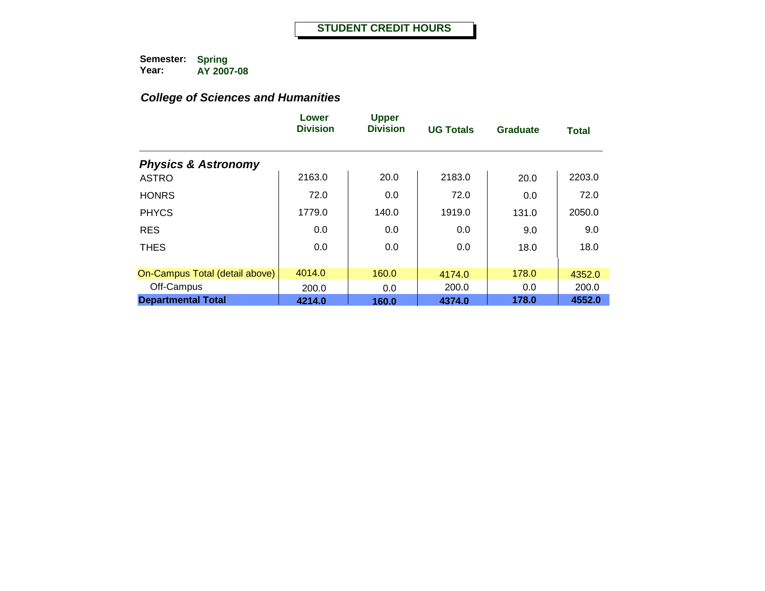# STUDENT CREDIT HOURS

**Semester:** Spring
**Year:** AY 2007-08

## *College of Sciences and Humanities*

| | Lower Division | Upper Division | UG Totals | Graduate | Total |
|---|---|---|---|---|---|
| ***Physics & Astronomy*** | | | | | |
| ASTRO | 2163.0 | 20.0 | 2183.0 | 20.0 | 2203.0 |
| HONRS | 72.0 | 0.0 | 72.0 | 0.0 | 72.0 |
| PHYCS | 1779.0 | 140.0 | 1919.0 | 131.0 | 2050.0 |
| RES | 0.0 | 0.0 | 0.0 | 9.0 | 9.0 |
| THES | 0.0 | 0.0 | 0.0 | 18.0 | 18.0 |
| On-Campus Total (detail above) | 4014.0 | 160.0 | 4174.0 | 178.0 | 4352.0 |
| Off-Campus | 200.0 | 0.0 | 200.0 | 0.0 | 200.0 |
| **Departmental Total** | **4214.0** | **160.0** | **4374.0** | **178.0** | **4552.0** |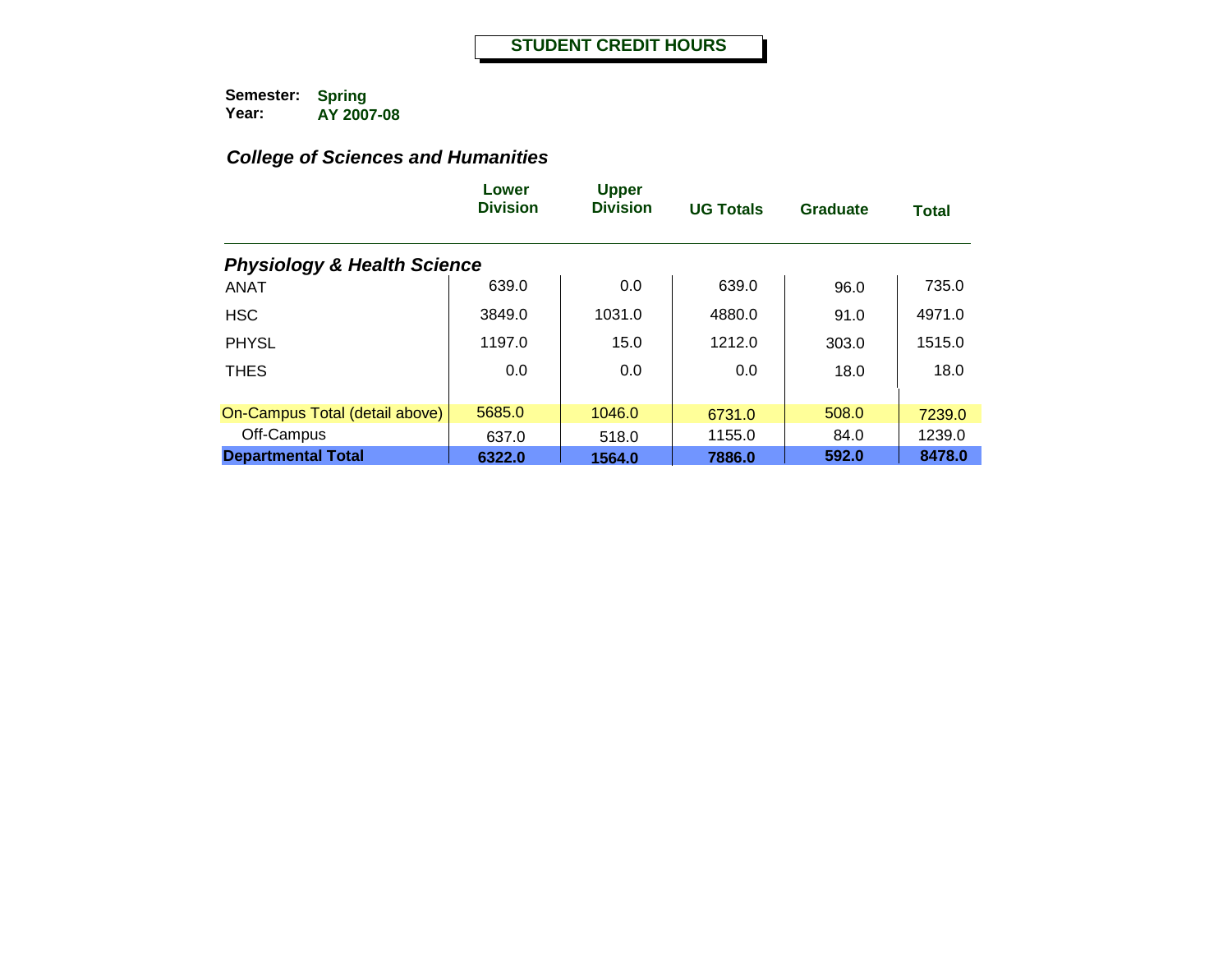# STUDENT CREDIT HOURS

**Semester:** Spring
**Year:** AY 2007-08

## *College of Sciences and Humanities*

| | Lower Division | Upper Division | UG Totals | Graduate | Total |
|---|---|---|---|---|---|
| ***Physiology & Health Science*** | | | | | |
| ANAT | 639.0 | 0.0 | 639.0 | 96.0 | 735.0 |
| HSC | 3849.0 | 1031.0 | 4880.0 | 91.0 | 4971.0 |
| PHYSL | 1197.0 | 15.0 | 1212.0 | 303.0 | 1515.0 |
| THES | 0.0 | 0.0 | 0.0 | 18.0 | 18.0 |
| On-Campus Total (detail above) | 5685.0 | 1046.0 | 6731.0 | 508.0 | 7239.0 |
| Off-Campus | 637.0 | 518.0 | 1155.0 | 84.0 | 1239.0 |
| **Departmental Total** | **6322.0** | **1564.0** | **7886.0** | **592.0** | **8478.0** |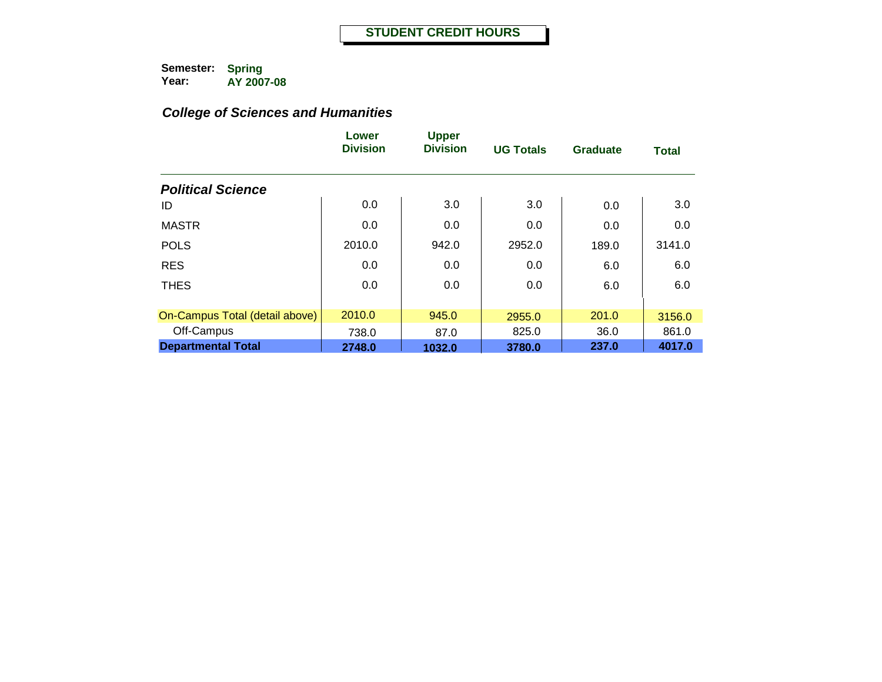# STUDENT CREDIT HOURS

**Semester:** Spring
**Year:** AY 2007-08

## *College of Sciences and Humanities*

| | Lower Division | Upper Division | UG Totals | Graduate | Total |
|---|---|---|---|---|---|
| ***Political Science*** | | | | | |
| ID | 0.0 | 3.0 | 3.0 | 0.0 | 3.0 |
| MASTR | 0.0 | 0.0 | 0.0 | 0.0 | 0.0 |
| POLS | 2010.0 | 942.0 | 2952.0 | 189.0 | 3141.0 |
| RES | 0.0 | 0.0 | 0.0 | 6.0 | 6.0 |
| THES | 0.0 | 0.0 | 0.0 | 6.0 | 6.0 |
| On-Campus Total (detail above) | 2010.0 | 945.0 | 2955.0 | 201.0 | 3156.0 |
| Off-Campus | 738.0 | 87.0 | 825.0 | 36.0 | 861.0 |
| **Departmental Total** | **2748.0** | **1032.0** | **3780.0** | **237.0** | **4017.0** |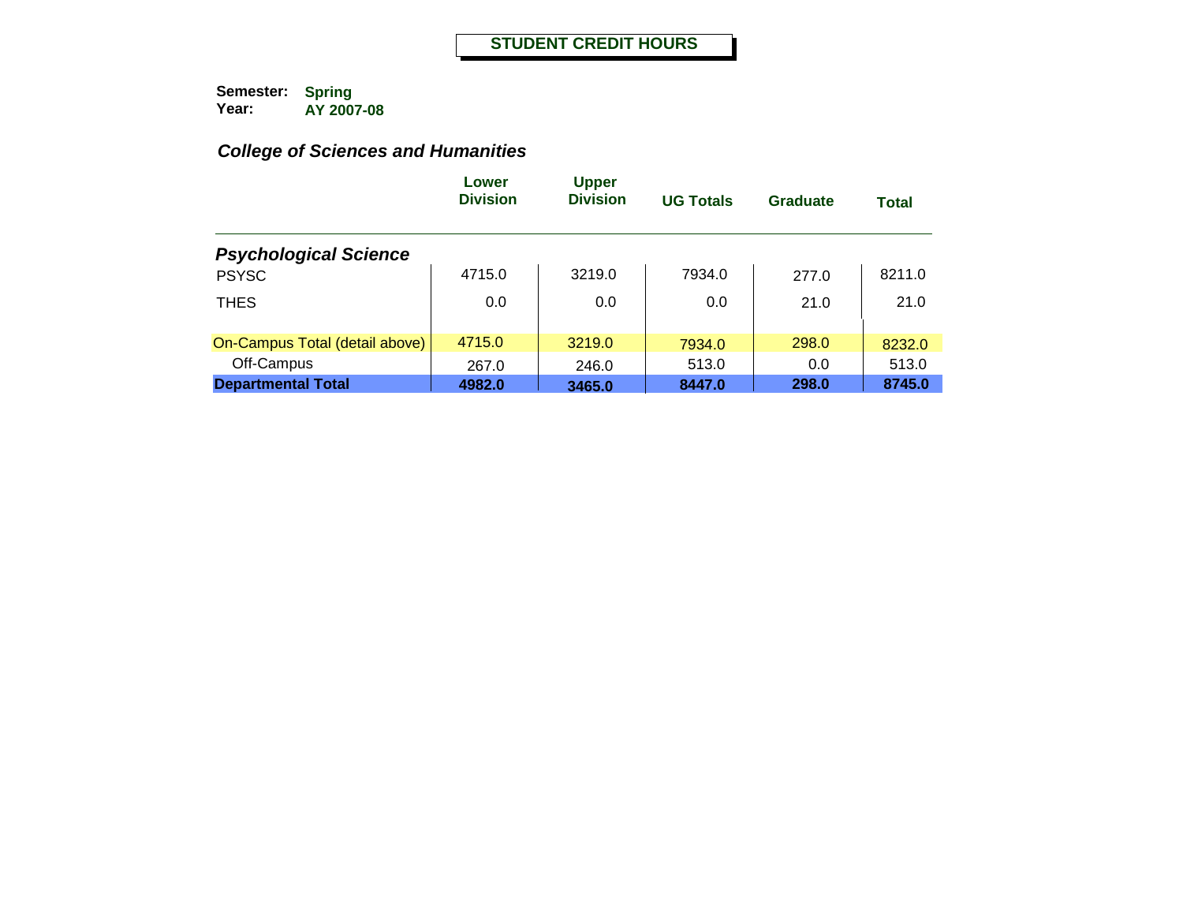# STUDENT CREDIT HOURS

**Semester:** Spring
**Year:** AY 2007-08

## *College of Sciences and Humanities*

| | Lower Division | Upper Division | UG Totals | Graduate | Total |
|---|---|---|---|---|---|
| ***Psychological Science*** | | | | | |
| PSYSC | 4715.0 | 3219.0 | 7934.0 | 277.0 | 8211.0 |
| THES | 0.0 | 0.0 | 0.0 | 21.0 | 21.0 |
| On-Campus Total (detail above) | 4715.0 | 3219.0 | 7934.0 | 298.0 | 8232.0 |
| Off-Campus | 267.0 | 246.0 | 513.0 | 0.0 | 513.0 |
| **Departmental Total** | **4982.0** | **3465.0** | **8447.0** | **298.0** | **8745.0** |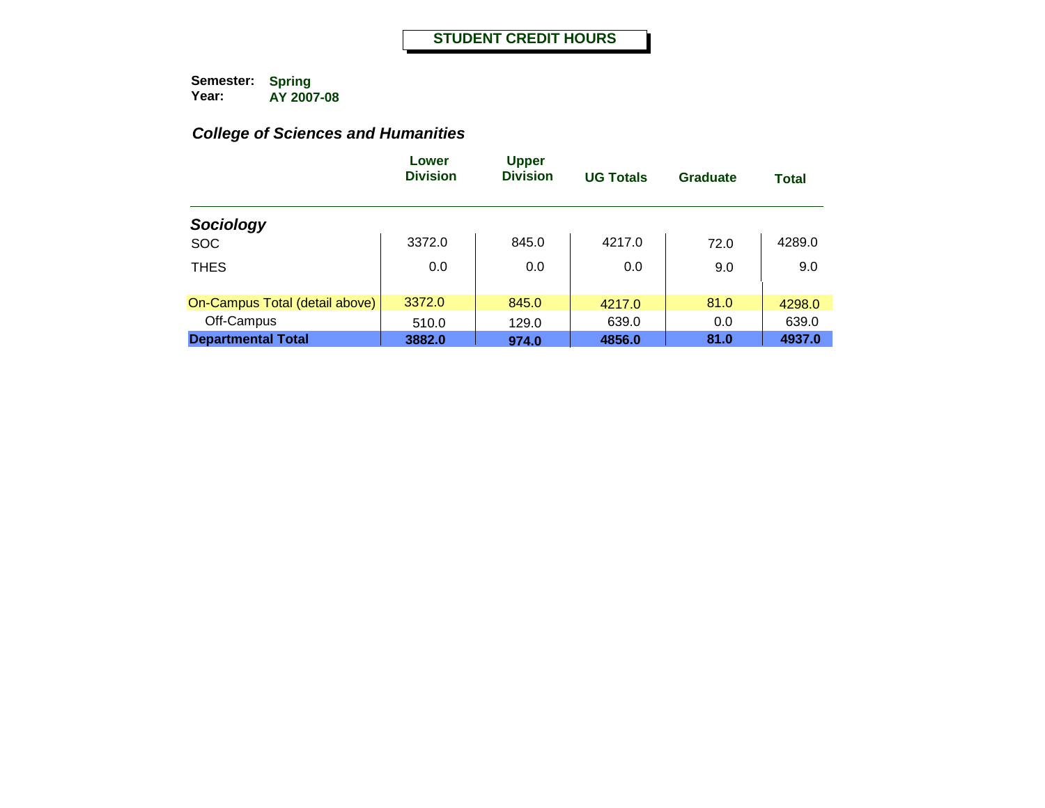# STUDENT CREDIT HOURS

**Semester:** Spring
**Year:** AY 2007-08

## *College of Sciences and Humanities*

| | Lower Division | Upper Division | UG Totals | Graduate | Total |
|---|---|---|---|---|---|
| ***Sociology*** | | | | | |
| SOC | 3372.0 | 845.0 | 4217.0 | 72.0 | 4289.0 |
| THES | 0.0 | 0.0 | 0.0 | 9.0 | 9.0 |
| On-Campus Total (detail above) | 3372.0 | 845.0 | 4217.0 | 81.0 | 4298.0 |
| Off-Campus | 510.0 | 129.0 | 639.0 | 0.0 | 639.0 |
| **Departmental Total** | **3882.0** | **974.0** | **4856.0** | **81.0** | **4937.0** |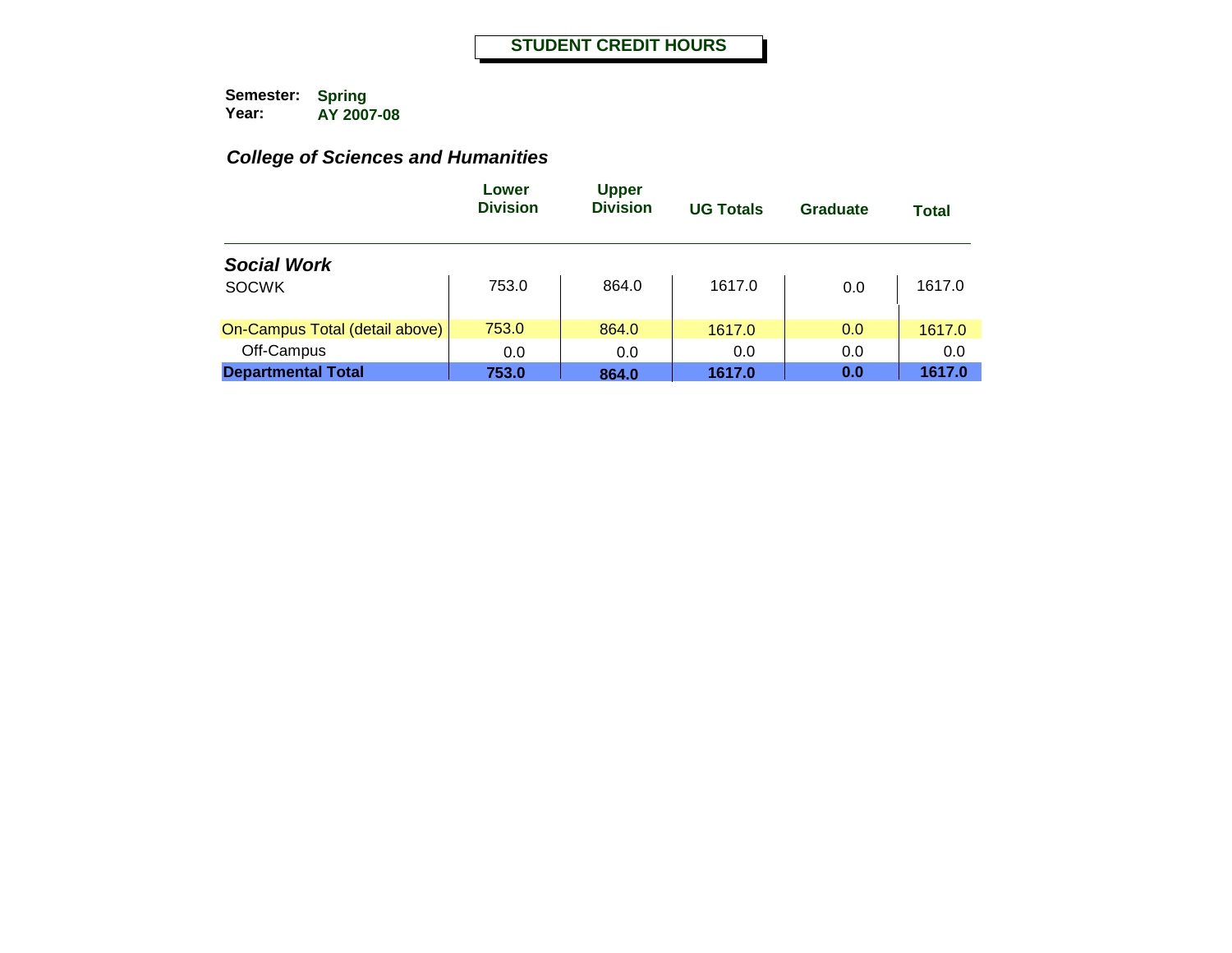# STUDENT CREDIT HOURS

**Semester:** Spring
**Year:** AY 2007-08

## *College of Sciences and Humanities*

| | Lower Division | Upper Division | UG Totals | Graduate | Total |
|---|---|---|---|---|---|
| ***Social Work*** | | | | | |
| SOCWK | 753.0 | 864.0 | 1617.0 | 0.0 | 1617.0 |
| On-Campus Total (detail above) | 753.0 | 864.0 | 1617.0 | 0.0 | 1617.0 |
| Off-Campus | 0.0 | 0.0 | 0.0 | 0.0 | 0.0 |
| **Departmental Total** | **753.0** | **864.0** | **1617.0** | **0.0** | **1617.0** |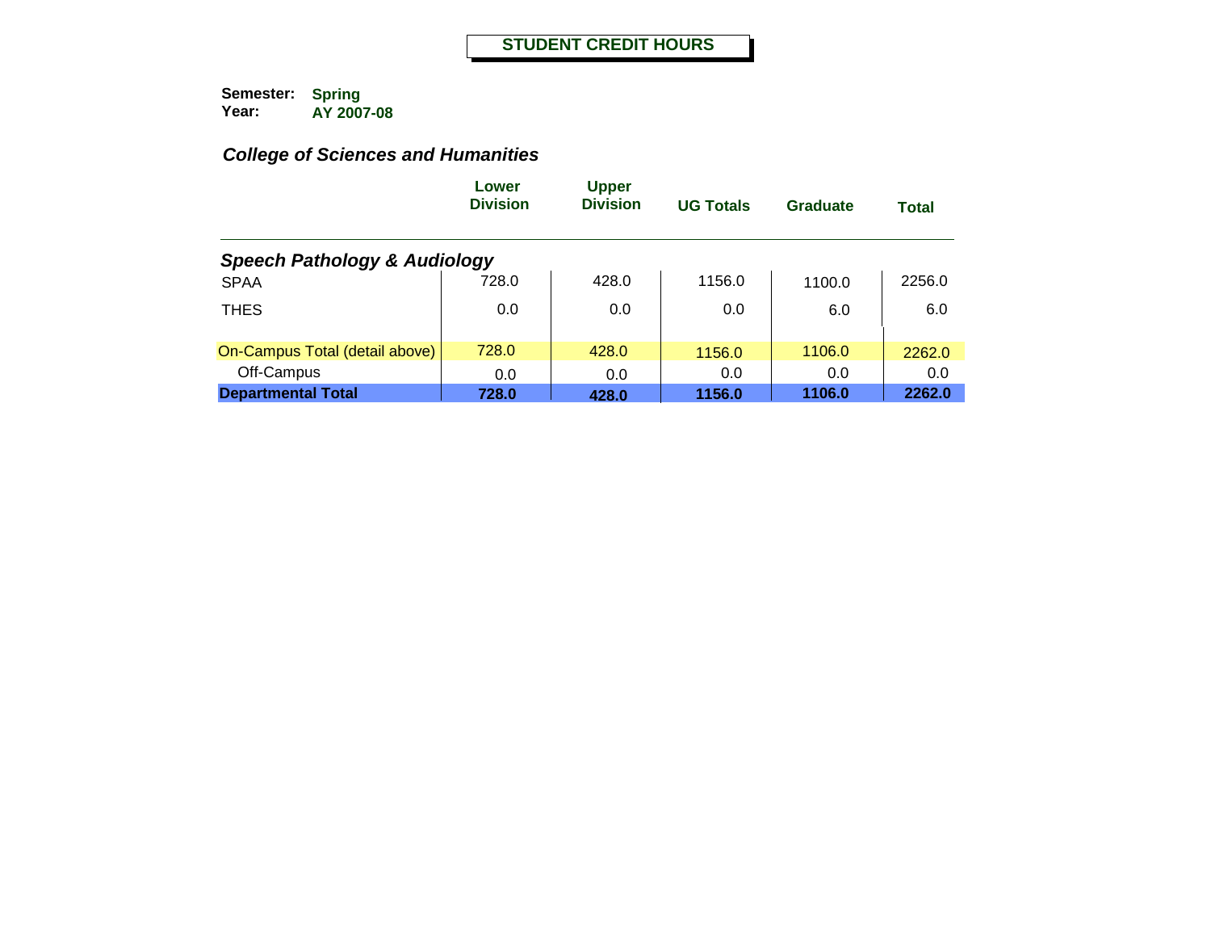# STUDENT CREDIT HOURS

**Semester:** Spring
**Year:** AY 2007-08

## *College of Sciences and Humanities*

| | Lower Division | Upper Division | UG Totals | Graduate | Total |
|---|---|---|---|---|---|
| ***Speech Pathology & Audiology*** | | | | | |
| SPAA | 728.0 | 428.0 | 1156.0 | 1100.0 | 2256.0 |
| THES | 0.0 | 0.0 | 0.0 | 6.0 | 6.0 |
| On-Campus Total (detail above) | 728.0 | 428.0 | 1156.0 | 1106.0 | 2262.0 |
| Off-Campus | 0.0 | 0.0 | 0.0 | 0.0 | 0.0 |
| **Departmental Total** | **728.0** | **428.0** | **1156.0** | **1106.0** | **2262.0** |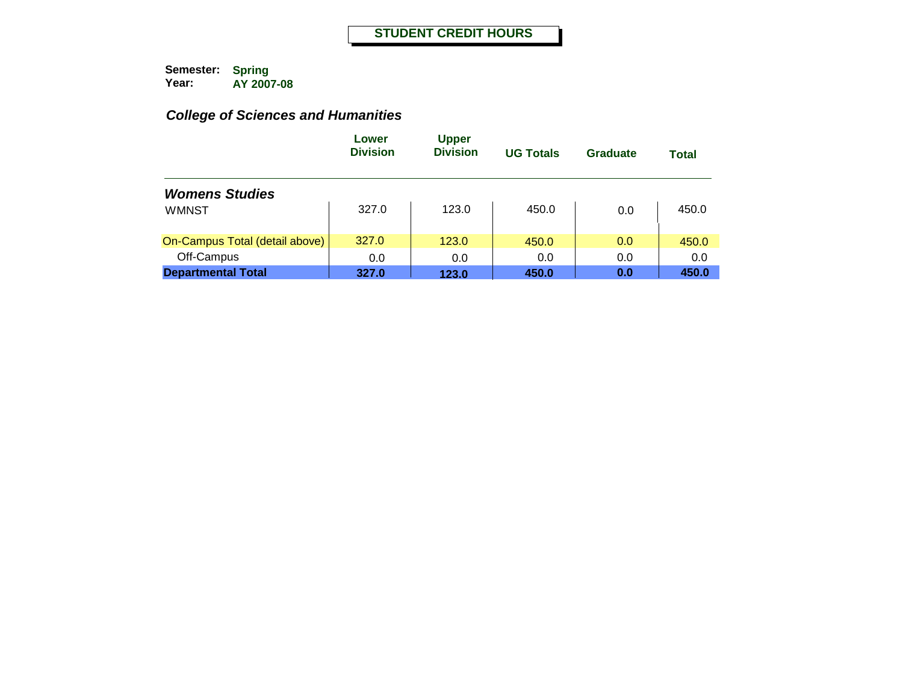# STUDENT CREDIT HOURS

**Semester:** **Spring**
**Year:** **AY 2007-08**

## *College of Sciences and Humanities*

| | Lower Division | Upper Division | UG Totals | Graduate | Total |
|---|---|---|---|---|---|
| ***Womens Studies*** | | | | | |
| WMNST | 327.0 | 123.0 | 450.0 | 0.0 | 450.0 |
| On-Campus Total (detail above) | 327.0 | 123.0 | 450.0 | 0.0 | 450.0 |
| Off-Campus | 0.0 | 0.0 | 0.0 | 0.0 | 0.0 |
| **Departmental Total** | **327.0** | **123.0** | **450.0** | **0.0** | **450.0** |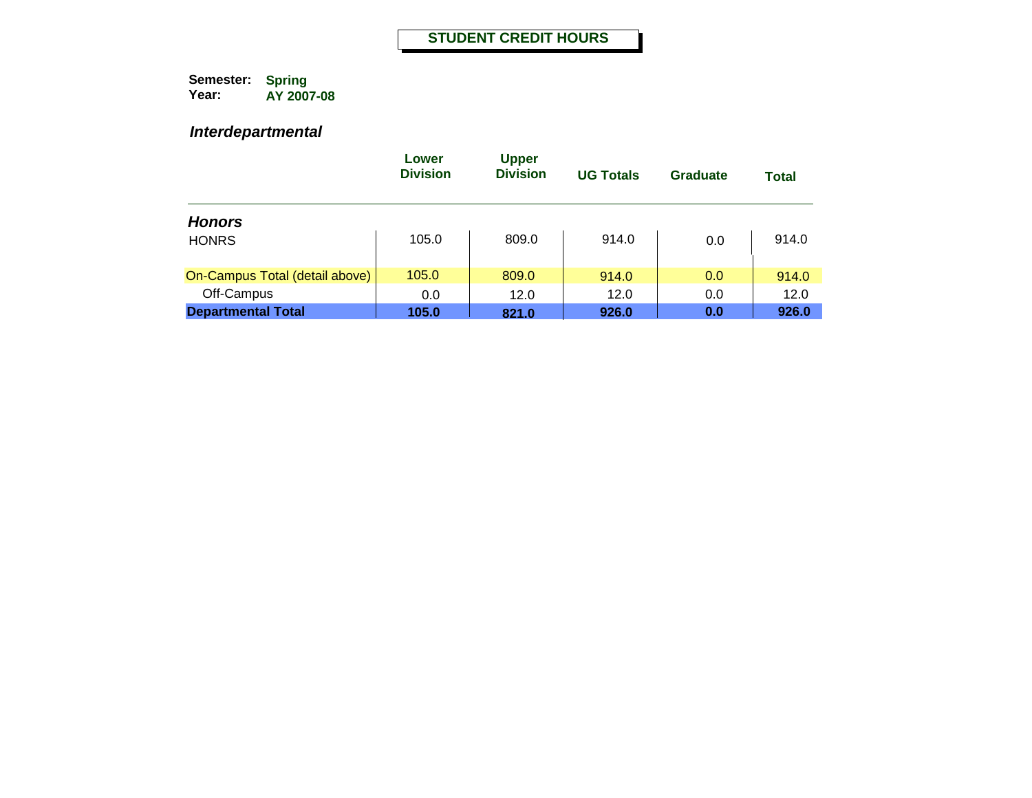# STUDENT CREDIT HOURS

**Semester:** **Spring**
**Year:** **AY 2007-08**

## *Interdepartmental*

| | Lower Division | Upper Division | UG Totals | Graduate | Total |
|---|---|---|---|---|---|
| ***Honors*** | | | | | |
| HONRS | 105.0 | 809.0 | 914.0 | 0.0 | 914.0 |
| On-Campus Total (detail above) | 105.0 | 809.0 | 914.0 | 0.0 | 914.0 |
| Off-Campus | 0.0 | 12.0 | 12.0 | 0.0 | 12.0 |
| **Departmental Total** | **105.0** | **821.0** | **926.0** | **0.0** | **926.0** |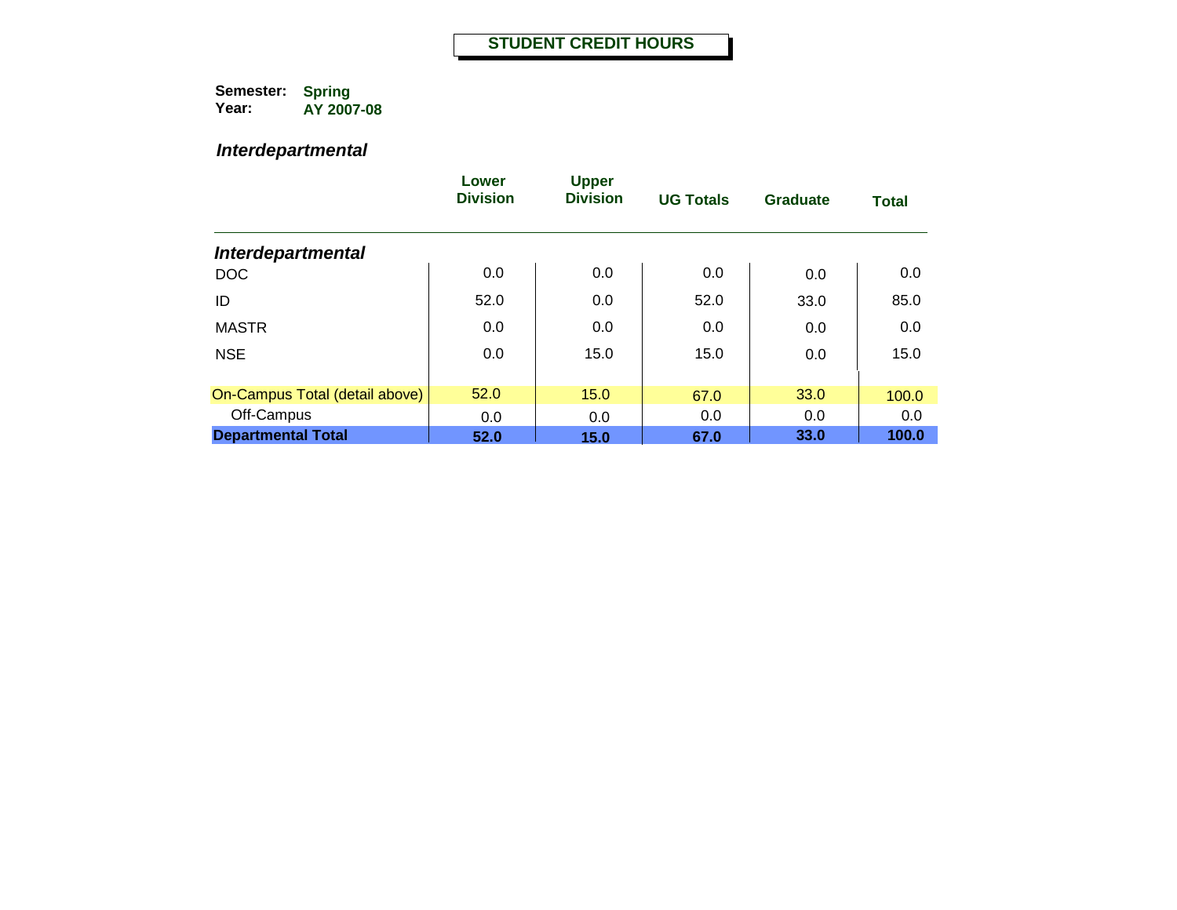# STUDENT CREDIT HOURS

**Semester:** Spring
**Year:** AY 2007-08

## *Interdepartmental*

| | Lower Division | Upper Division | UG Totals | Graduate | Total |
|---|---|---|---|---|---|
| ***Interdepartmental*** | | | | | |
| DOC | 0.0 | 0.0 | 0.0 | 0.0 | 0.0 |
| ID | 52.0 | 0.0 | 52.0 | 33.0 | 85.0 |
| MASTR | 0.0 | 0.0 | 0.0 | 0.0 | 0.0 |
| NSE | 0.0 | 15.0 | 15.0 | 0.0 | 15.0 |
| On-Campus Total (detail above) | 52.0 | 15.0 | 67.0 | 33.0 | 100.0 |
| Off-Campus | 0.0 | 0.0 | 0.0 | 0.0 | 0.0 |
| **Departmental Total** | **52.0** | **15.0** | **67.0** | **33.0** | **100.0** |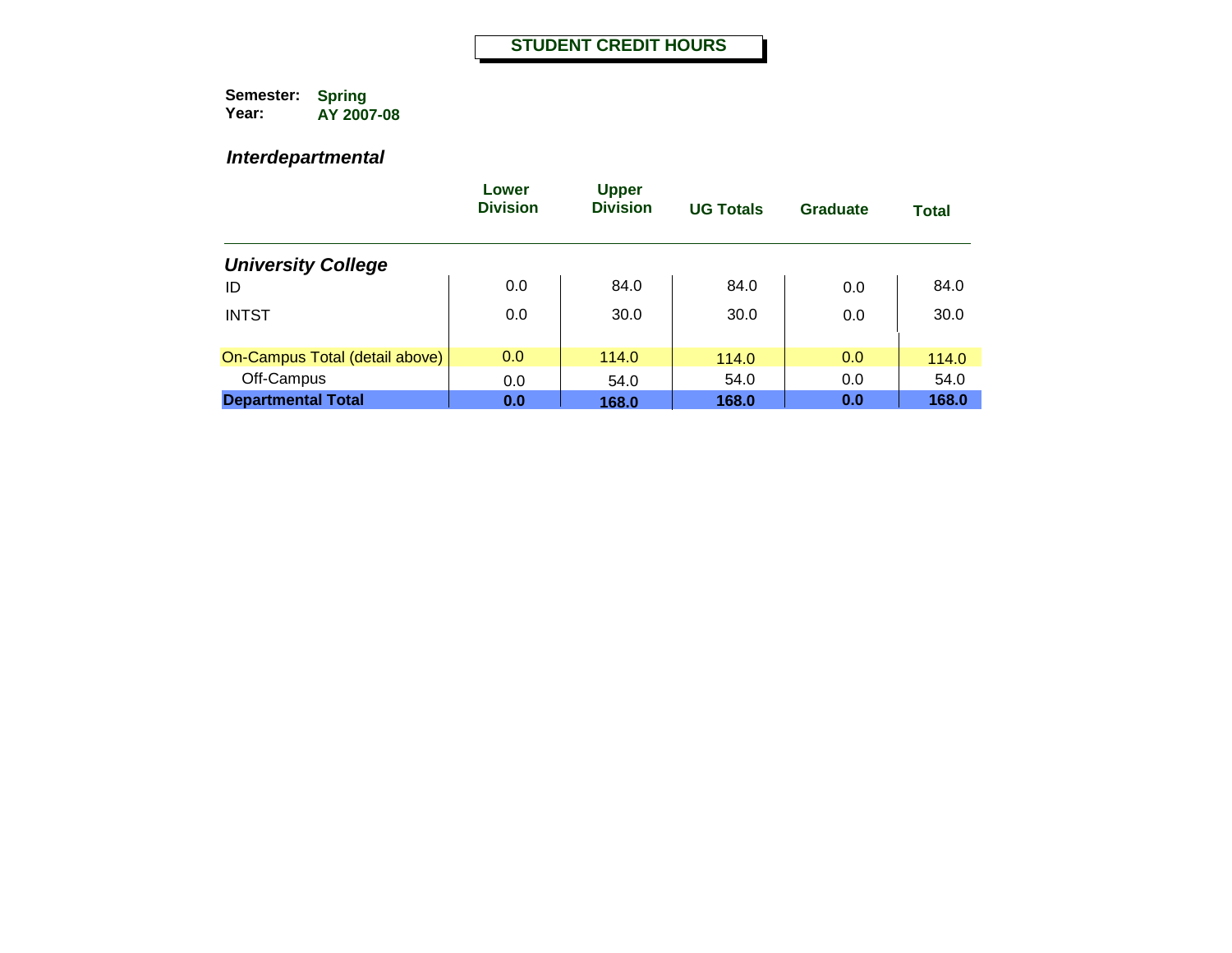# STUDENT CREDIT HOURS

**Semester:** Spring
**Year:** AY 2007-08

***Interdepartmental***

| | Lower Division | Upper Division | UG Totals | Graduate | Total |
|---|---|---|---|---|---|
| ***University College*** | | | | | |
| ID | 0.0 | 84.0 | 84.0 | 0.0 | 84.0 |
| INTST | 0.0 | 30.0 | 30.0 | 0.0 | 30.0 |
| On-Campus Total (detail above) | 0.0 | 114.0 | 114.0 | 0.0 | 114.0 |
| Off-Campus | 0.0 | 54.0 | 54.0 | 0.0 | 54.0 |
| **Departmental Total** | **0.0** | **168.0** | **168.0** | **0.0** | **168.0** |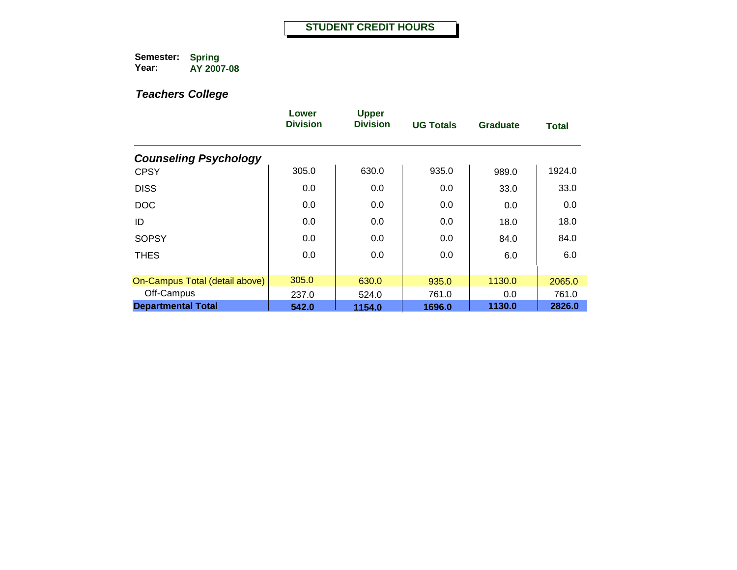# STUDENT CREDIT HOURS

**Semester:** Spring
**Year:** AY 2007-08

## *Teachers College*

| | Lower Division | Upper Division | UG Totals | Graduate | Total |
|---|---|---|---|---|---|
| ***Counseling Psychology*** | | | | | |
| CPSY | 305.0 | 630.0 | 935.0 | 989.0 | 1924.0 |
| DISS | 0.0 | 0.0 | 0.0 | 33.0 | 33.0 |
| DOC | 0.0 | 0.0 | 0.0 | 0.0 | 0.0 |
| ID | 0.0 | 0.0 | 0.0 | 18.0 | 18.0 |
| SOPSY | 0.0 | 0.0 | 0.0 | 84.0 | 84.0 |
| THES | 0.0 | 0.0 | 0.0 | 6.0 | 6.0 |
| On-Campus Total (detail above) | 305.0 | 630.0 | 935.0 | 1130.0 | 2065.0 |
| Off-Campus | 237.0 | 524.0 | 761.0 | 0.0 | 761.0 |
| **Departmental Total** | **542.0** | **1154.0** | **1696.0** | **1130.0** | **2826.0** |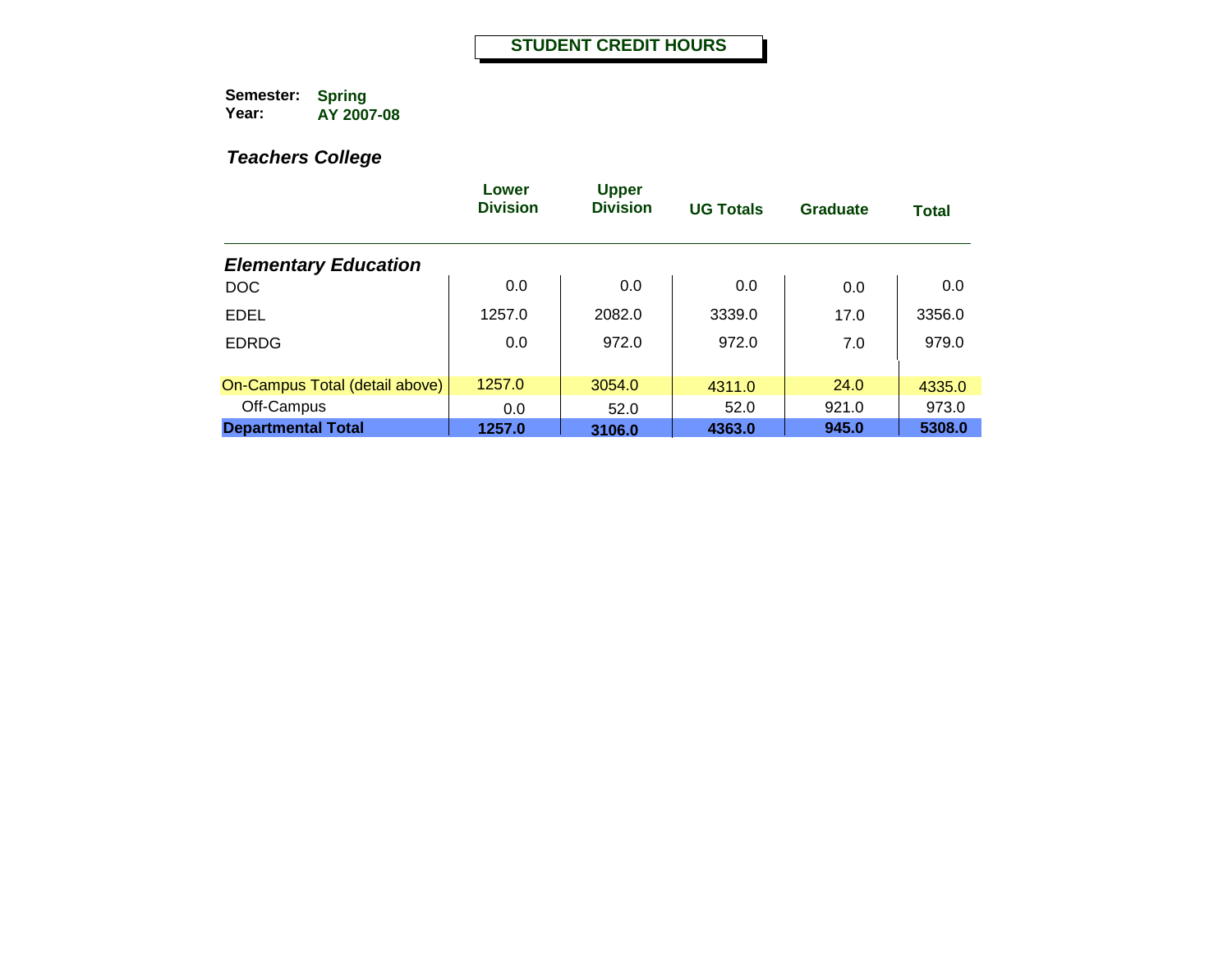# STUDENT CREDIT HOURS

**Semester:** Spring
**Year:** AY 2007-08

## *Teachers College*

| | Lower Division | Upper Division | UG Totals | Graduate | Total |
|---|---|---|---|---|---|
| ***Elementary Education*** | | | | | |
| DOC | 0.0 | 0.0 | 0.0 | 0.0 | 0.0 |
| EDEL | 1257.0 | 2082.0 | 3339.0 | 17.0 | 3356.0 |
| EDRDG | 0.0 | 972.0 | 972.0 | 7.0 | 979.0 |
| On-Campus Total (detail above) | 1257.0 | 3054.0 | 4311.0 | 24.0 | 4335.0 |
| Off-Campus | 0.0 | 52.0 | 52.0 | 921.0 | 973.0 |
| **Departmental Total** | **1257.0** | **3106.0** | **4363.0** | **945.0** | **5308.0** |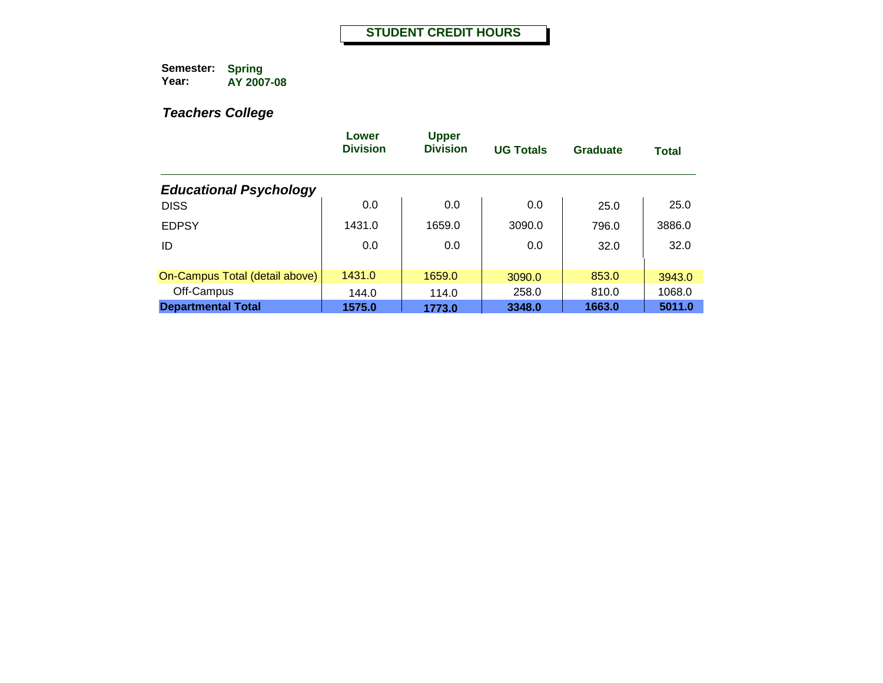# STUDENT CREDIT HOURS

**Semester:** Spring
**Year:** AY 2007-08

### *Teachers College*

| | Lower Division | Upper Division | UG Totals | Graduate | Total |
|---|---|---|---|---|---|
| ***Educational Psychology*** | | | | | |
| DISS | 0.0 | 0.0 | 0.0 | 25.0 | 25.0 |
| EDPSY | 1431.0 | 1659.0 | 3090.0 | 796.0 | 3886.0 |
| ID | 0.0 | 0.0 | 0.0 | 32.0 | 32.0 |
| On-Campus Total (detail above) | 1431.0 | 1659.0 | 3090.0 | 853.0 | 3943.0 |
| Off-Campus | 144.0 | 114.0 | 258.0 | 810.0 | 1068.0 |
| **Departmental Total** | **1575.0** | **1773.0** | **3348.0** | **1663.0** | **5011.0** |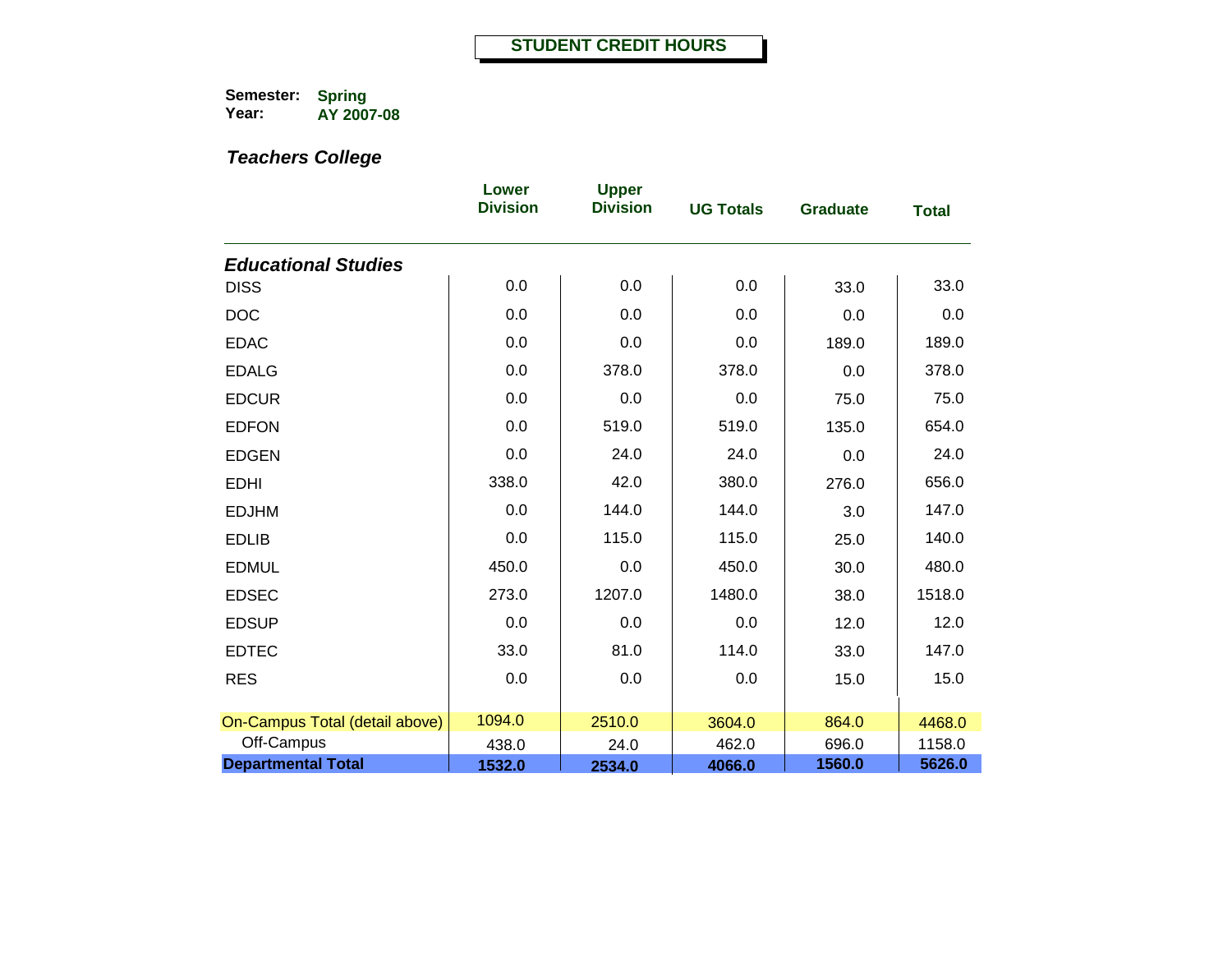# STUDENT CREDIT HOURS

**Semester:** Spring
**Year:** AY 2007-08

## *Teachers College*

| | Lower Division | Upper Division | UG Totals | Graduate | Total |
|---|---|---|---|---|---|
| ***Educational Studies*** | | | | | |
| DISS | 0.0 | 0.0 | 0.0 | 33.0 | 33.0 |
| DOC | 0.0 | 0.0 | 0.0 | 0.0 | 0.0 |
| EDAC | 0.0 | 0.0 | 0.0 | 189.0 | 189.0 |
| EDALG | 0.0 | 378.0 | 378.0 | 0.0 | 378.0 |
| EDCUR | 0.0 | 0.0 | 0.0 | 75.0 | 75.0 |
| EDFON | 0.0 | 519.0 | 519.0 | 135.0 | 654.0 |
| EDGEN | 0.0 | 24.0 | 24.0 | 0.0 | 24.0 |
| EDHI | 338.0 | 42.0 | 380.0 | 276.0 | 656.0 |
| EDJHM | 0.0 | 144.0 | 144.0 | 3.0 | 147.0 |
| EDLIB | 0.0 | 115.0 | 115.0 | 25.0 | 140.0 |
| EDMUL | 450.0 | 0.0 | 450.0 | 30.0 | 480.0 |
| EDSEC | 273.0 | 1207.0 | 1480.0 | 38.0 | 1518.0 |
| EDSUP | 0.0 | 0.0 | 0.0 | 12.0 | 12.0 |
| EDTEC | 33.0 | 81.0 | 114.0 | 33.0 | 147.0 |
| RES | 0.0 | 0.0 | 0.0 | 15.0 | 15.0 |
| On-Campus Total (detail above) | 1094.0 | 2510.0 | 3604.0 | 864.0 | 4468.0 |
| Off-Campus | 438.0 | 24.0 | 462.0 | 696.0 | 1158.0 |
| **Departmental Total** | **1532.0** | **2534.0** | **4066.0** | **1560.0** | **5626.0** |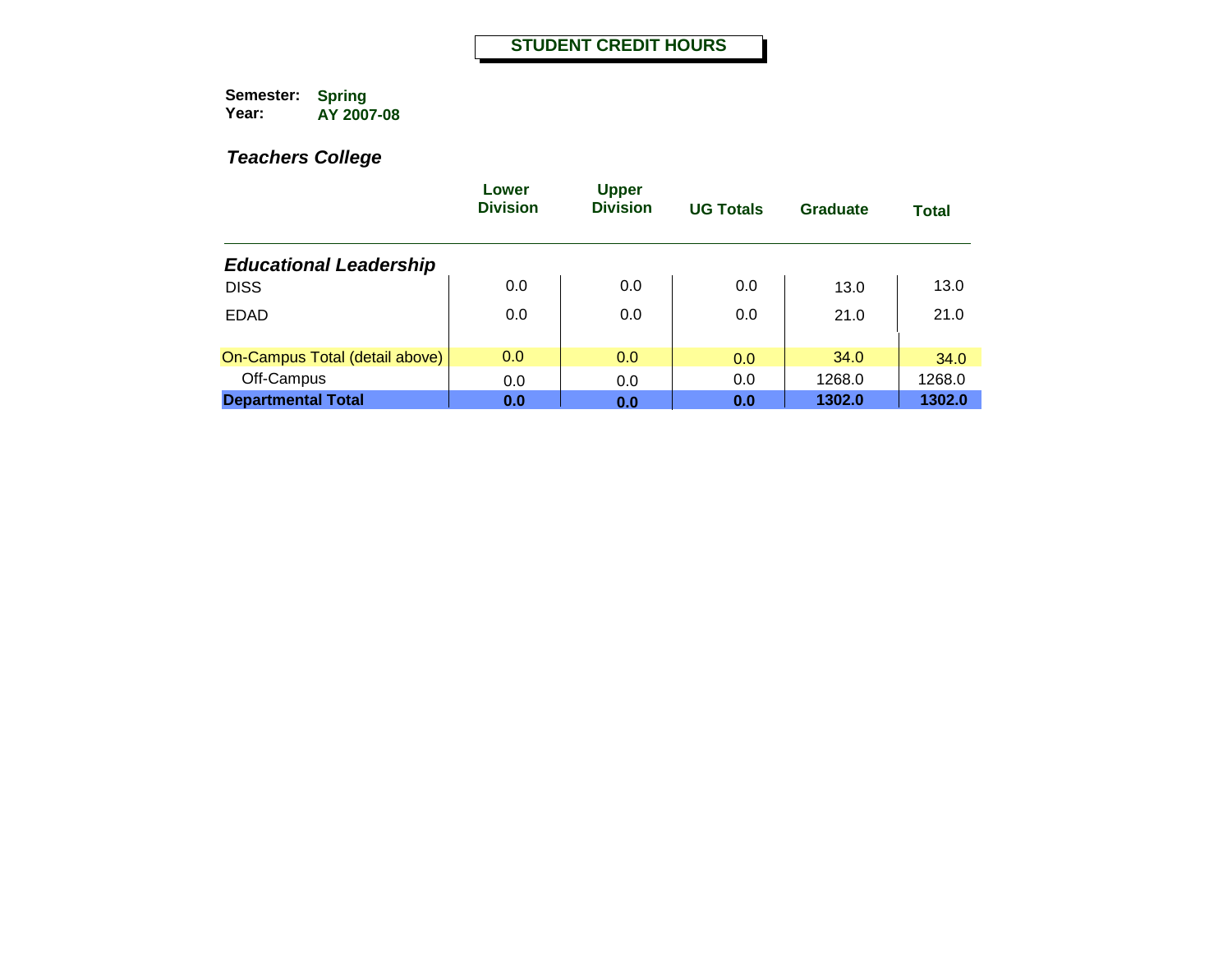# STUDENT CREDIT HOURS

**Semester:** Spring
**Year:** AY 2007-08

## *Teachers College*

| | Lower Division | Upper Division | UG Totals | Graduate | Total |
|---|---|---|---|---|---|
| ***Educational Leadership*** | | | | | |
| DISS | 0.0 | 0.0 | 0.0 | 13.0 | 13.0 |
| EDAD | 0.0 | 0.0 | 0.0 | 21.0 | 21.0 |
| On-Campus Total (detail above) | 0.0 | 0.0 | 0.0 | 34.0 | 34.0 |
| Off-Campus | 0.0 | 0.0 | 0.0 | 1268.0 | 1268.0 |
| **Departmental Total** | **0.0** | **0.0** | **0.0** | **1302.0** | **1302.0** |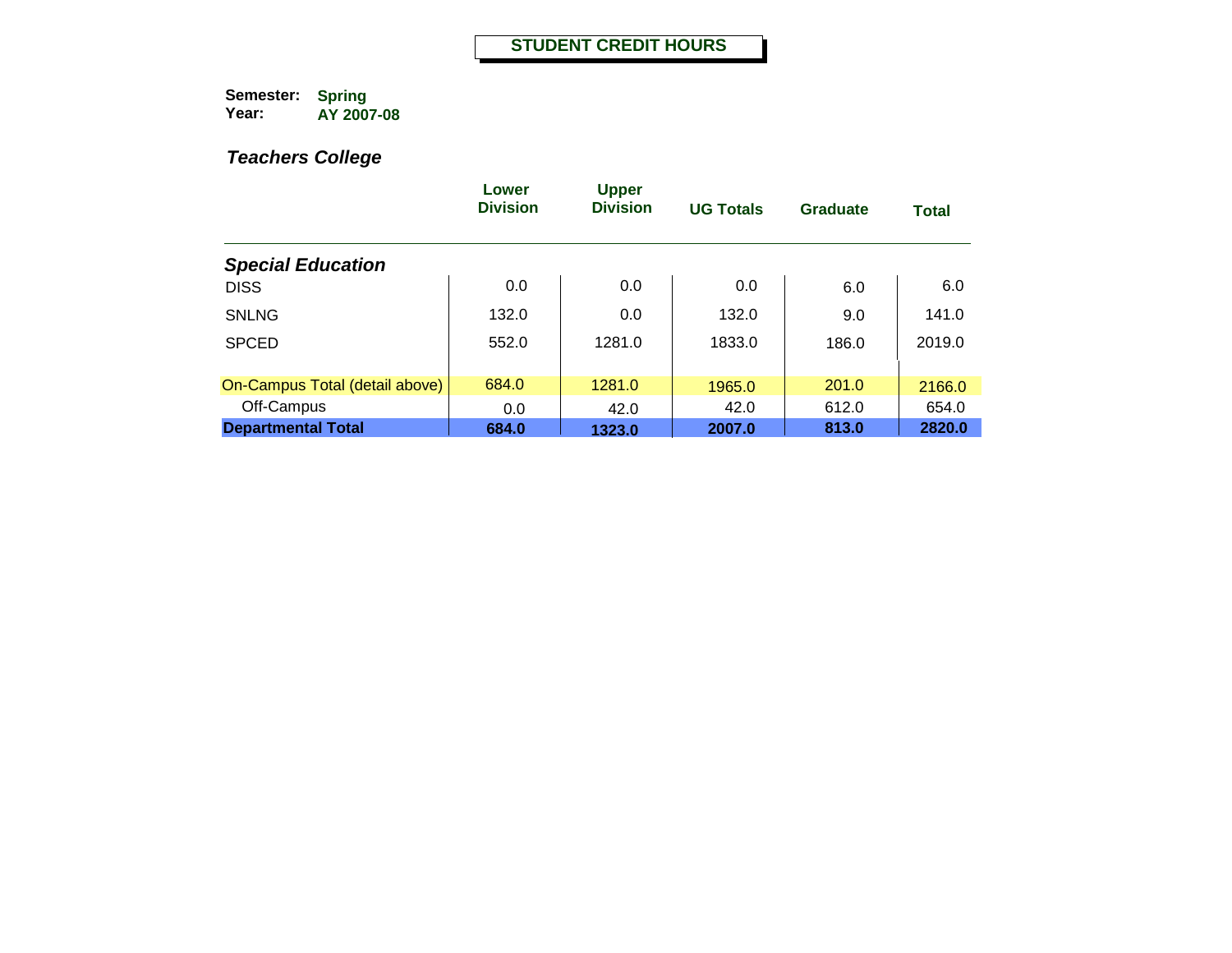# STUDENT CREDIT HOURS

**Semester:** **Spring**
**Year:** **AY 2007-08**

***Teachers College***

| | Lower Division | Upper Division | UG Totals | Graduate | Total |
|---|---|---|---|---|---|
| ***Special Education*** | | | | | |
| DISS | 0.0 | 0.0 | 0.0 | 6.0 | 6.0 |
| SNLNG | 132.0 | 0.0 | 132.0 | 9.0 | 141.0 |
| SPCED | 552.0 | 1281.0 | 1833.0 | 186.0 | 2019.0 |
| On-Campus Total (detail above) | 684.0 | 1281.0 | 1965.0 | 201.0 | 2166.0 |
| Off-Campus | 0.0 | 42.0 | 42.0 | 612.0 | 654.0 |
| **Departmental Total** | **684.0** | **1323.0** | **2007.0** | **813.0** | **2820.0** |